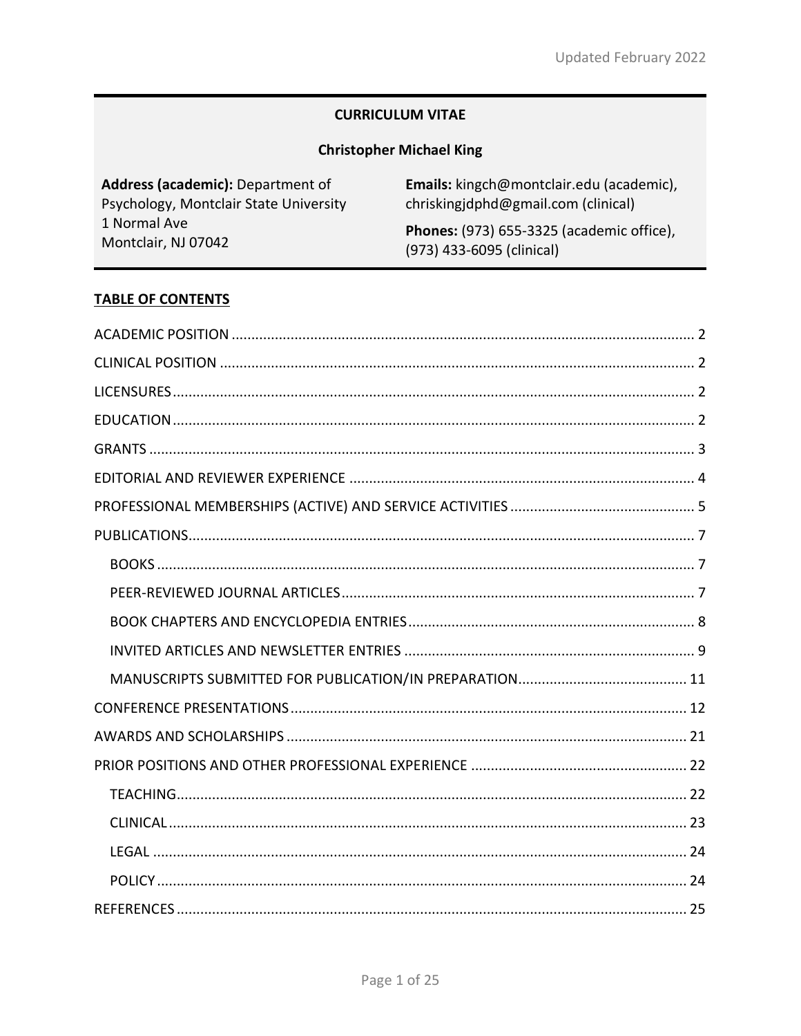Updated February 2022

# CURRICULUM VITAE

## Christopher Michael King

**Address (academic):** Department of Psychology, Montclair State University
1 Normal Ave
Montclair, NJ 07042

**Emails:** kingch@montclair.edu (academic), chriskingjdphd@gmail.com (clinical)

**Phones:** (973) 655-3325 (academic office), (973) 433-6095 (clinical)

**TABLE OF CONTENTS**

- ACADEMIC POSITION ..... 2
- CLINICAL POSITION ..... 2
- LICENSURES ..... 2
- EDUCATION ..... 2
- GRANTS ..... 3
- EDITORIAL AND REVIEWER EXPERIENCE ..... 4
- PROFESSIONAL MEMBERSHIPS (ACTIVE) AND SERVICE ACTIVITIES ..... 5
- PUBLICATIONS ..... 7
  - BOOKS ..... 7
  - PEER-REVIEWED JOURNAL ARTICLES ..... 7
  - BOOK CHAPTERS AND ENCYCLOPEDIA ENTRIES ..... 8
  - INVITED ARTICLES AND NEWSLETTER ENTRIES ..... 9
  - MANUSCRIPTS SUBMITTED FOR PUBLICATION/IN PREPARATION ..... 11
- CONFERENCE PRESENTATIONS ..... 12
- AWARDS AND SCHOLARSHIPS ..... 21
- PRIOR POSITIONS AND OTHER PROFESSIONAL EXPERIENCE ..... 22
  - TEACHING ..... 22
  - CLINICAL ..... 23
  - LEGAL ..... 24
  - POLICY ..... 24
- REFERENCES ..... 25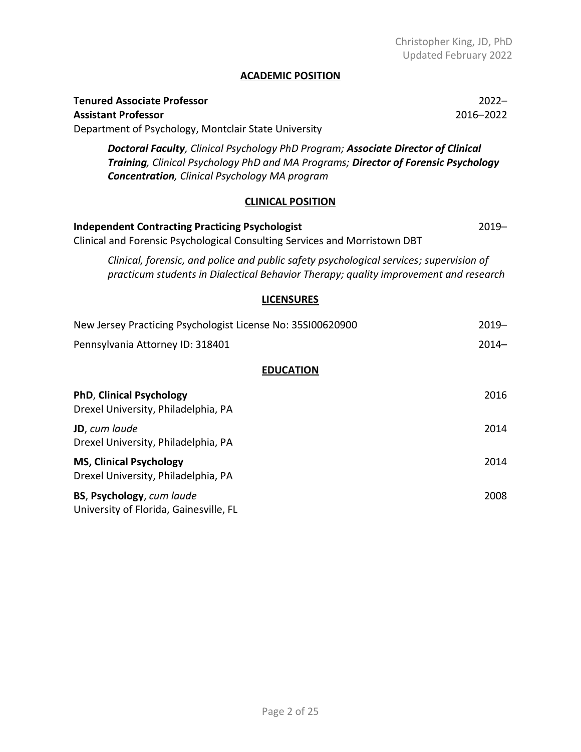## ACADEMIC POSITION

**Tenured Associate Professor** 2022–
**Assistant Professor** 2016–2022
Department of Psychology, Montclair State University

> ***Doctoral Faculty****, Clinical Psychology PhD Program;* ***Associate Director of Clinical Training****, Clinical Psychology PhD and MA Programs;* ***Director of Forensic Psychology Concentration****, Clinical Psychology MA program*

## CLINICAL POSITION

**Independent Contracting Practicing Psychologist** 2019–
Clinical and Forensic Psychological Consulting Services and Morristown DBT

> *Clinical, forensic, and police and public safety psychological services; supervision of practicum students in Dialectical Behavior Therapy; quality improvement and research*

## LICENSURES

New Jersey Practicing Psychologist License No: 35SI00620900 2019–

Pennsylvania Attorney ID: 318401 2014–

## EDUCATION

**PhD**, **Clinical Psychology** 2016
Drexel University, Philadelphia, PA

**JD**, *cum laude* 2014
Drexel University, Philadelphia, PA

**MS, Clinical Psychology** 2014
Drexel University, Philadelphia, PA

**BS**, **Psychology**, *cum laude* 2008
University of Florida, Gainesville, FL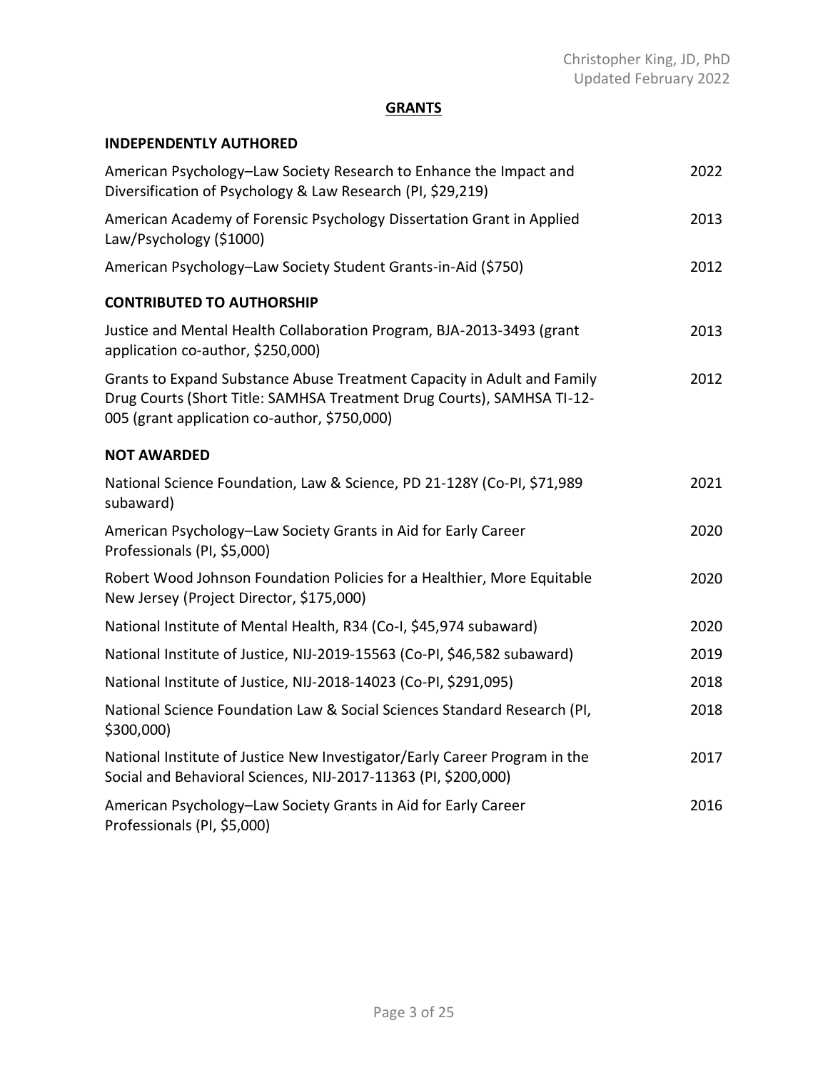## GRANTS

### INDEPENDENTLY AUTHORED

| | |
|---|---|
| American Psychology–Law Society Research to Enhance the Impact and Diversification of Psychology & Law Research (PI, $29,219) | 2022 |
| American Academy of Forensic Psychology Dissertation Grant in Applied Law/Psychology ($1000) | 2013 |
| American Psychology–Law Society Student Grants-in-Aid ($750) | 2012 |

### CONTRIBUTED TO AUTHORSHIP

| | |
|---|---|
| Justice and Mental Health Collaboration Program, BJA-2013-3493 (grant application co-author, $250,000) | 2013 |
| Grants to Expand Substance Abuse Treatment Capacity in Adult and Family Drug Courts (Short Title: SAMHSA Treatment Drug Courts), SAMHSA TI-12-005 (grant application co-author, $750,000) | 2012 |

### NOT AWARDED

| | |
|---|---|
| National Science Foundation, Law & Science, PD 21-128Y (Co-PI, $71,989 subaward) | 2021 |
| American Psychology–Law Society Grants in Aid for Early Career Professionals (PI, $5,000) | 2020 |
| Robert Wood Johnson Foundation Policies for a Healthier, More Equitable New Jersey (Project Director, $175,000) | 2020 |
| National Institute of Mental Health, R34 (Co-I, $45,974 subaward) | 2020 |
| National Institute of Justice, NIJ-2019-15563 (Co-PI, $46,582 subaward) | 2019 |
| National Institute of Justice, NIJ-2018-14023 (Co-PI, $291,095) | 2018 |
| National Science Foundation Law & Social Sciences Standard Research (PI, $300,000) | 2018 |
| National Institute of Justice New Investigator/Early Career Program in the Social and Behavioral Sciences, NIJ-2017-11363 (PI, $200,000) | 2017 |
| American Psychology–Law Society Grants in Aid for Early Career Professionals (PI, $5,000) | 2016 |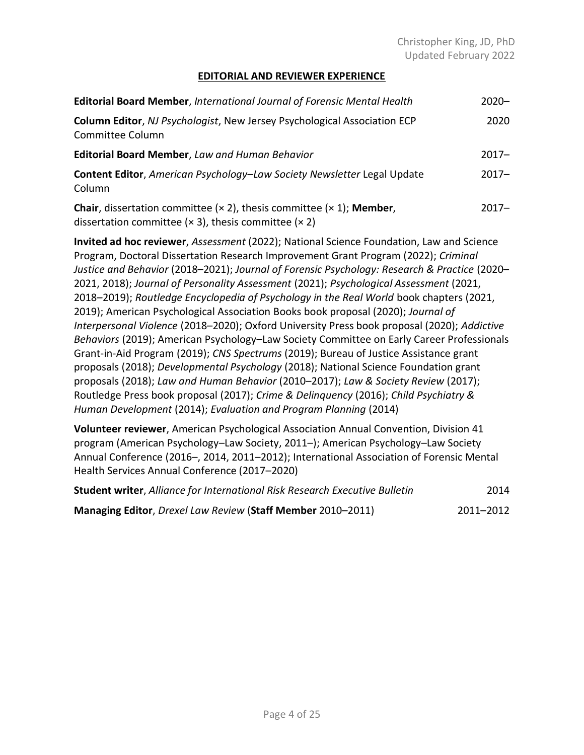## EDITORIAL AND REVIEWER EXPERIENCE

**Editorial Board Member**, *International Journal of Forensic Mental Health* 2020–

**Column Editor**, *NJ Psychologist*, New Jersey Psychological Association ECP Committee Column 2020

**Editorial Board Member**, *Law and Human Behavior* 2017–

**Content Editor**, *American Psychology–Law Society Newsletter* Legal Update Column 2017–

**Chair**, dissertation committee (× 2), thesis committee (× 1); **Member**, dissertation committee (× 3), thesis committee (× 2) 2017–

**Invited ad hoc reviewer**, *Assessment* (2022); National Science Foundation, Law and Science Program, Doctoral Dissertation Research Improvement Grant Program (2022); *Criminal Justice and Behavior* (2018–2021); *Journal of Forensic Psychology: Research & Practice* (2020–2021, 2018); *Journal of Personality Assessment* (2021); *Psychological Assessment* (2021, 2018–2019); *Routledge Encyclopedia of Psychology in the Real World* book chapters (2021, 2019); American Psychological Association Books book proposal (2020); *Journal of Interpersonal Violence* (2018–2020); Oxford University Press book proposal (2020); *Addictive Behaviors* (2019); American Psychology–Law Society Committee on Early Career Professionals Grant-in-Aid Program (2019); *CNS Spectrums* (2019); Bureau of Justice Assistance grant proposals (2018); *Developmental Psychology* (2018); National Science Foundation grant proposals (2018); *Law and Human Behavior* (2010–2017); *Law & Society Review* (2017); Routledge Press book proposal (2017); *Crime & Delinquency* (2016); *Child Psychiatry & Human Development* (2014); *Evaluation and Program Planning* (2014)

**Volunteer reviewer**, American Psychological Association Annual Convention, Division 41 program (American Psychology–Law Society, 2011–); American Psychology–Law Society Annual Conference (2016–, 2014, 2011–2012); International Association of Forensic Mental Health Services Annual Conference (2017–2020)

**Student writer**, *Alliance for International Risk Research Executive Bulletin* 2014

**Managing Editor**, *Drexel Law Review* (**Staff Member** 2010–2011) 2011–2012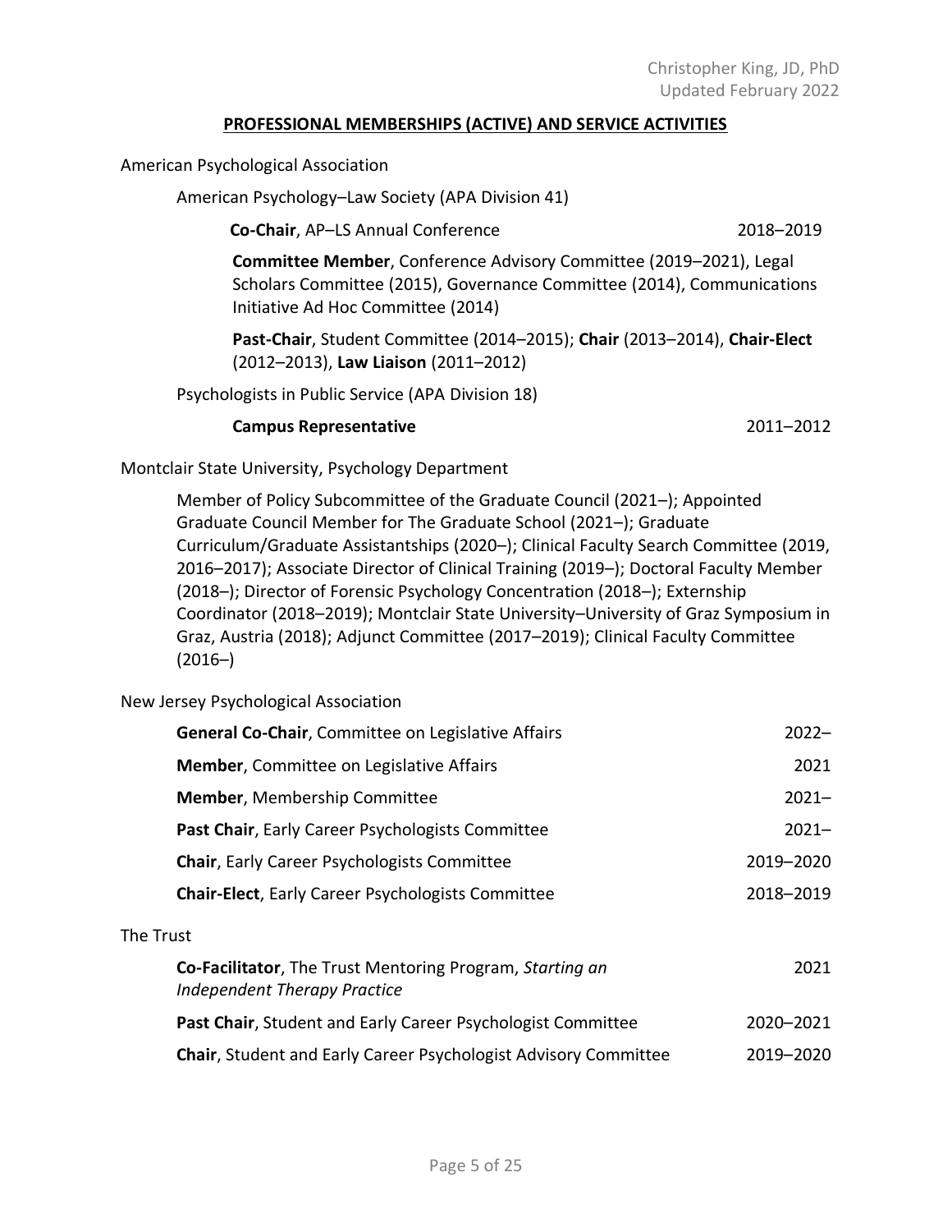## PROFESSIONAL MEMBERSHIPS (ACTIVE) AND SERVICE ACTIVITIES

American Psychological Association

American Psychology–Law Society (APA Division 41)

**Co-Chair**, AP–LS Annual Conference 2018–2019

**Committee Member**, Conference Advisory Committee (2019–2021), Legal Scholars Committee (2015), Governance Committee (2014), Communications Initiative Ad Hoc Committee (2014)

**Past-Chair**, Student Committee (2014–2015); **Chair** (2013–2014), **Chair-Elect** (2012–2013), **Law Liaison** (2011–2012)

Psychologists in Public Service (APA Division 18)

**Campus Representative** 2011–2012

Montclair State University, Psychology Department

Member of Policy Subcommittee of the Graduate Council (2021–); Appointed Graduate Council Member for The Graduate School (2021–); Graduate Curriculum/Graduate Assistantships (2020–); Clinical Faculty Search Committee (2019, 2016–2017); Associate Director of Clinical Training (2019–); Doctoral Faculty Member (2018–); Director of Forensic Psychology Concentration (2018–); Externship Coordinator (2018–2019); Montclair State University–University of Graz Symposium in Graz, Austria (2018); Adjunct Committee (2017–2019); Clinical Faculty Committee (2016–)

New Jersey Psychological Association

**General Co-Chair**, Committee on Legislative Affairs 2022–

**Member**, Committee on Legislative Affairs 2021

**Member**, Membership Committee 2021–

**Past Chair**, Early Career Psychologists Committee 2021–

**Chair**, Early Career Psychologists Committee 2019–2020

**Chair-Elect**, Early Career Psychologists Committee 2018–2019

The Trust

**Co-Facilitator**, The Trust Mentoring Program, *Starting an Independent Therapy Practice* 2021

**Past Chair**, Student and Early Career Psychologist Committee 2020–2021

**Chair**, Student and Early Career Psychologist Advisory Committee 2019–2020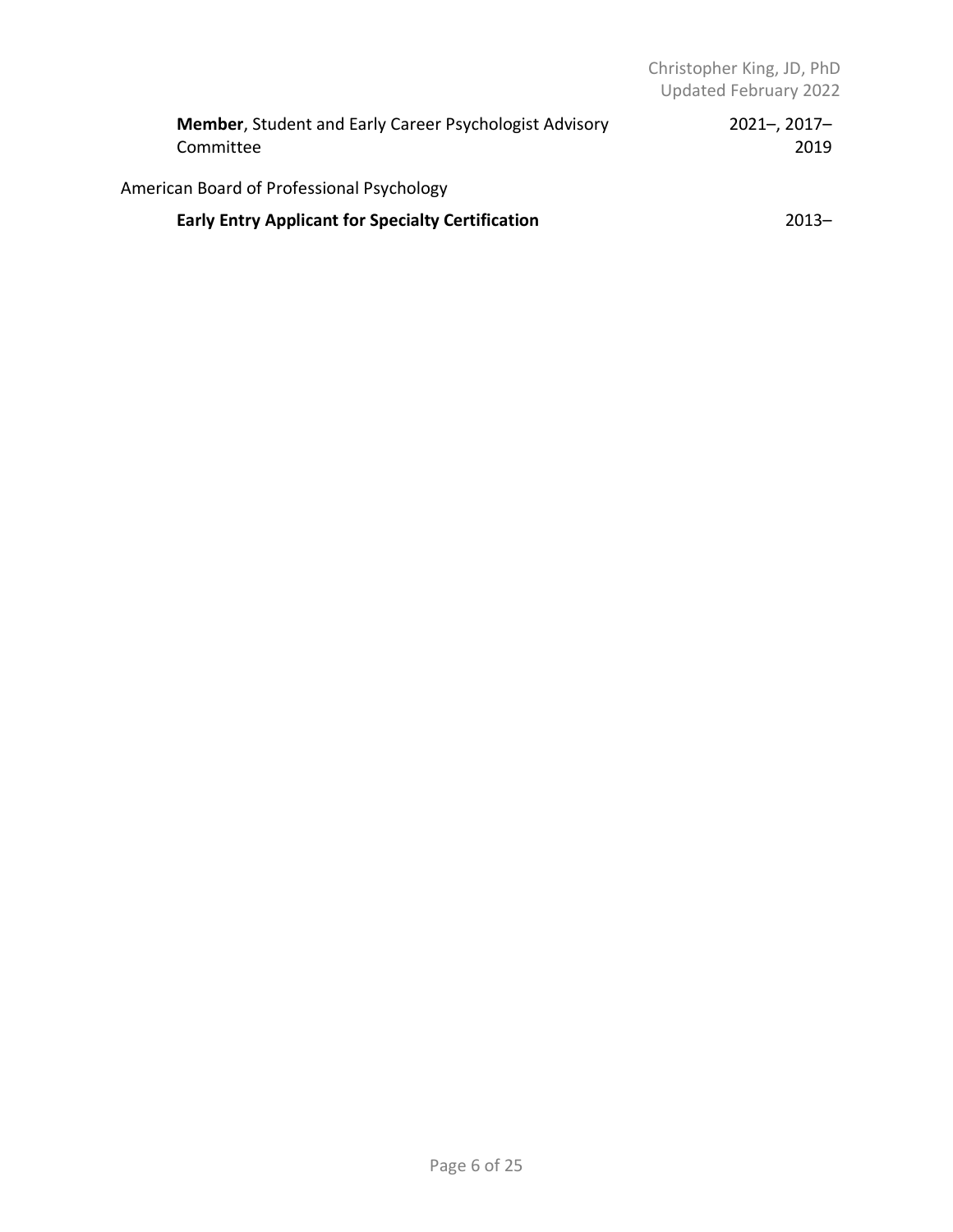**Member**, Student and Early Career Psychologist Advisory Committee — 2021–, 2017–2019

American Board of Professional Psychology

**Early Entry Applicant for Specialty Certification** — 2013–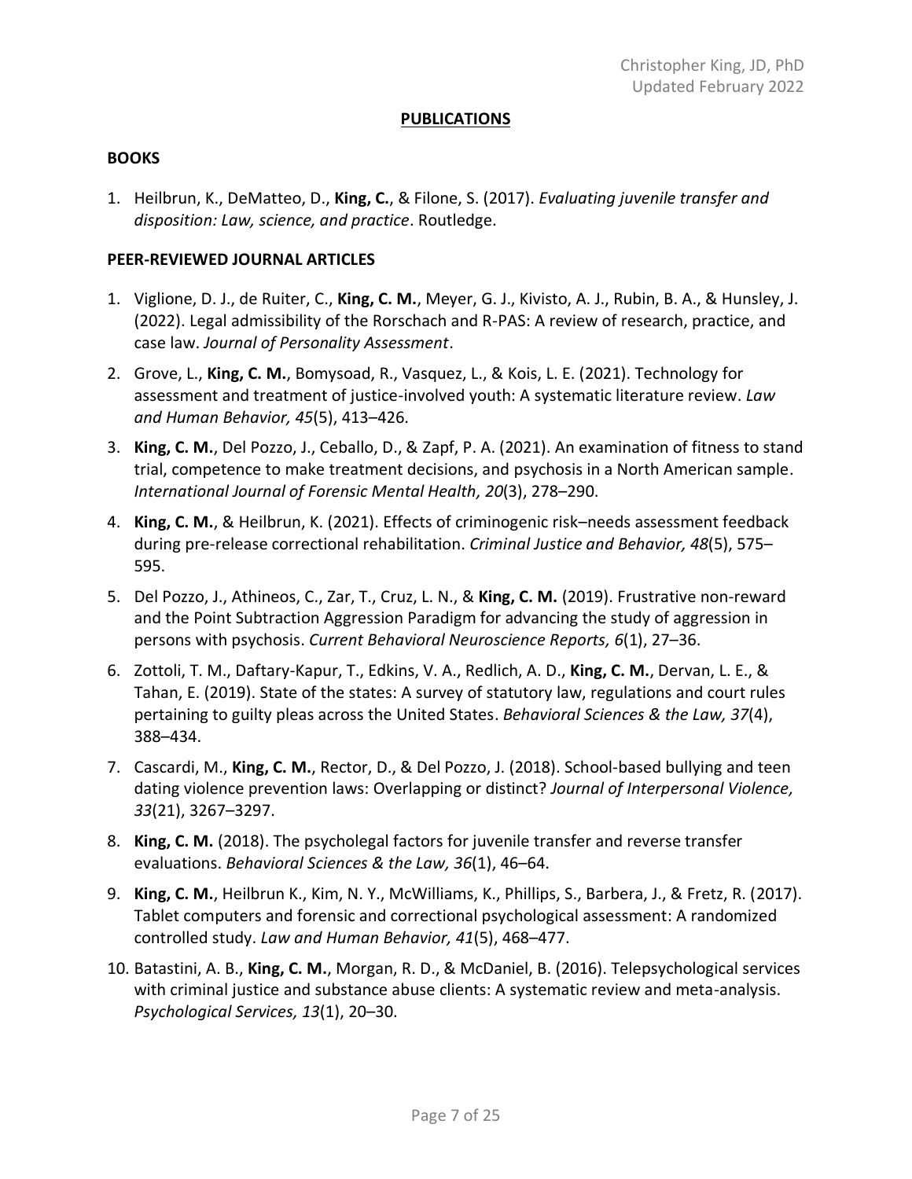## PUBLICATIONS

### BOOKS

1. Heilbrun, K., DeMatteo, D., **King, C.**, & Filone, S. (2017). *Evaluating juvenile transfer and disposition: Law, science, and practice*. Routledge.

### PEER-REVIEWED JOURNAL ARTICLES

1. Viglione, D. J., de Ruiter, C., **King, C. M.**, Meyer, G. J., Kivisto, A. J., Rubin, B. A., & Hunsley, J. (2022). Legal admissibility of the Rorschach and R-PAS: A review of research, practice, and case law. *Journal of Personality Assessment*.
2. Grove, L., **King, C. M.**, Bomysoad, R., Vasquez, L., & Kois, L. E. (2021). Technology for assessment and treatment of justice-involved youth: A systematic literature review. *Law and Human Behavior, 45*(5), 413–426.
3. **King, C. M.**, Del Pozzo, J., Ceballo, D., & Zapf, P. A. (2021). An examination of fitness to stand trial, competence to make treatment decisions, and psychosis in a North American sample. *International Journal of Forensic Mental Health, 20*(3), 278–290.
4. **King, C. M.**, & Heilbrun, K. (2021). Effects of criminogenic risk–needs assessment feedback during pre-release correctional rehabilitation. *Criminal Justice and Behavior, 48*(5), 575–595.
5. Del Pozzo, J., Athineos, C., Zar, T., Cruz, L. N., & **King, C. M.** (2019). Frustrative non-reward and the Point Subtraction Aggression Paradigm for advancing the study of aggression in persons with psychosis. *Current Behavioral Neuroscience Reports, 6*(1), 27–36.
6. Zottoli, T. M., Daftary-Kapur, T., Edkins, V. A., Redlich, A. D., **King, C. M.**, Dervan, L. E., & Tahan, E. (2019). State of the states: A survey of statutory law, regulations and court rules pertaining to guilty pleas across the United States. *Behavioral Sciences & the Law, 37*(4), 388–434.
7. Cascardi, M., **King, C. M.**, Rector, D., & Del Pozzo, J. (2018). School-based bullying and teen dating violence prevention laws: Overlapping or distinct? *Journal of Interpersonal Violence, 33*(21), 3267–3297.
8. **King, C. M.** (2018). The psycholegal factors for juvenile transfer and reverse transfer evaluations. *Behavioral Sciences & the Law, 36*(1), 46–64.
9. **King, C. M.**, Heilbrun K., Kim, N. Y., McWilliams, K., Phillips, S., Barbera, J., & Fretz, R. (2017). Tablet computers and forensic and correctional psychological assessment: A randomized controlled study. *Law and Human Behavior, 41*(5), 468–477.
10. Batastini, A. B., **King, C. M.**, Morgan, R. D., & McDaniel, B. (2016). Telepsychological services with criminal justice and substance abuse clients: A systematic review and meta-analysis. *Psychological Services, 13*(1), 20–30.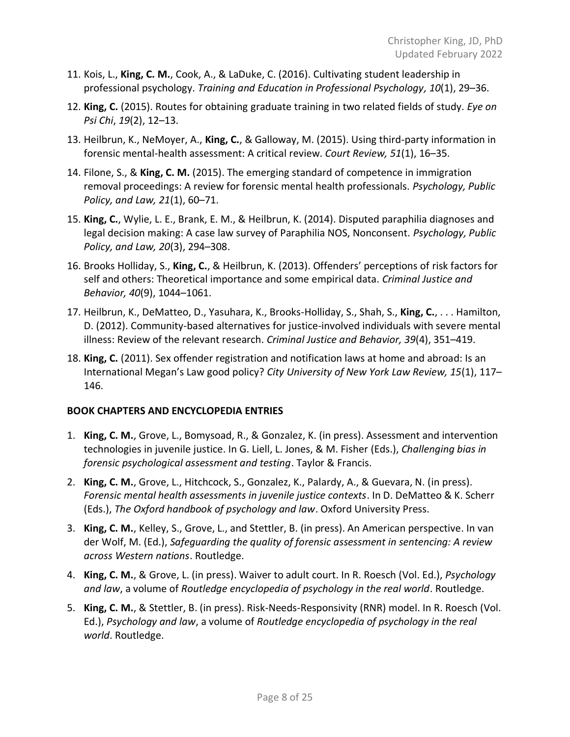11. Kois, L., **King, C. M.**, Cook, A., & LaDuke, C. (2016). Cultivating student leadership in professional psychology. *Training and Education in Professional Psychology, 10*(1), 29–36.
12. **King, C.** (2015). Routes for obtaining graduate training in two related fields of study. *Eye on Psi Chi*, *19*(2), 12–13.
13. Heilbrun, K., NeMoyer, A., **King, C.**, & Galloway, M. (2015). Using third-party information in forensic mental-health assessment: A critical review. *Court Review, 51*(1), 16–35.
14. Filone, S., & **King, C. M.** (2015). The emerging standard of competence in immigration removal proceedings: A review for forensic mental health professionals. *Psychology, Public Policy, and Law, 21*(1), 60–71.
15. **King, C.**, Wylie, L. E., Brank, E. M., & Heilbrun, K. (2014). Disputed paraphilia diagnoses and legal decision making: A case law survey of Paraphilia NOS, Nonconsent. *Psychology, Public Policy, and Law, 20*(3), 294–308.
16. Brooks Holliday, S., **King, C.**, & Heilbrun, K. (2013). Offenders' perceptions of risk factors for self and others: Theoretical importance and some empirical data. *Criminal Justice and Behavior, 40*(9), 1044–1061.
17. Heilbrun, K., DeMatteo, D., Yasuhara, K., Brooks-Holliday, S., Shah, S., **King, C.**, . . . Hamilton, D. (2012). Community-based alternatives for justice-involved individuals with severe mental illness: Review of the relevant research. *Criminal Justice and Behavior, 39*(4), 351–419.
18. **King, C.** (2011). Sex offender registration and notification laws at home and abroad: Is an International Megan's Law good policy? *City University of New York Law Review, 15*(1), 117–146.

**BOOK CHAPTERS AND ENCYCLOPEDIA ENTRIES**

1. **King, C. M.**, Grove, L., Bomysoad, R., & Gonzalez, K. (in press). Assessment and intervention technologies in juvenile justice. In G. Liell, L. Jones, & M. Fisher (Eds.), *Challenging bias in forensic psychological assessment and testing*. Taylor & Francis.
2. **King, C. M.**, Grove, L., Hitchcock, S., Gonzalez, K., Palardy, A., & Guevara, N. (in press). *Forensic mental health assessments in juvenile justice contexts*. In D. DeMatteo & K. Scherr (Eds.), *The Oxford handbook of psychology and law*. Oxford University Press.
3. **King, C. M.**, Kelley, S., Grove, L., and Stettler, B. (in press). An American perspective. In van der Wolf, M. (Ed.), *Safeguarding the quality of forensic assessment in sentencing: A review across Western nations*. Routledge.
4. **King, C. M.**, & Grove, L. (in press). Waiver to adult court. In R. Roesch (Vol. Ed.), *Psychology and law*, a volume of *Routledge encyclopedia of psychology in the real world*. Routledge.
5. **King, C. M.**, & Stettler, B. (in press). Risk-Needs-Responsivity (RNR) model. In R. Roesch (Vol. Ed.), *Psychology and law*, a volume of *Routledge encyclopedia of psychology in the real world*. Routledge.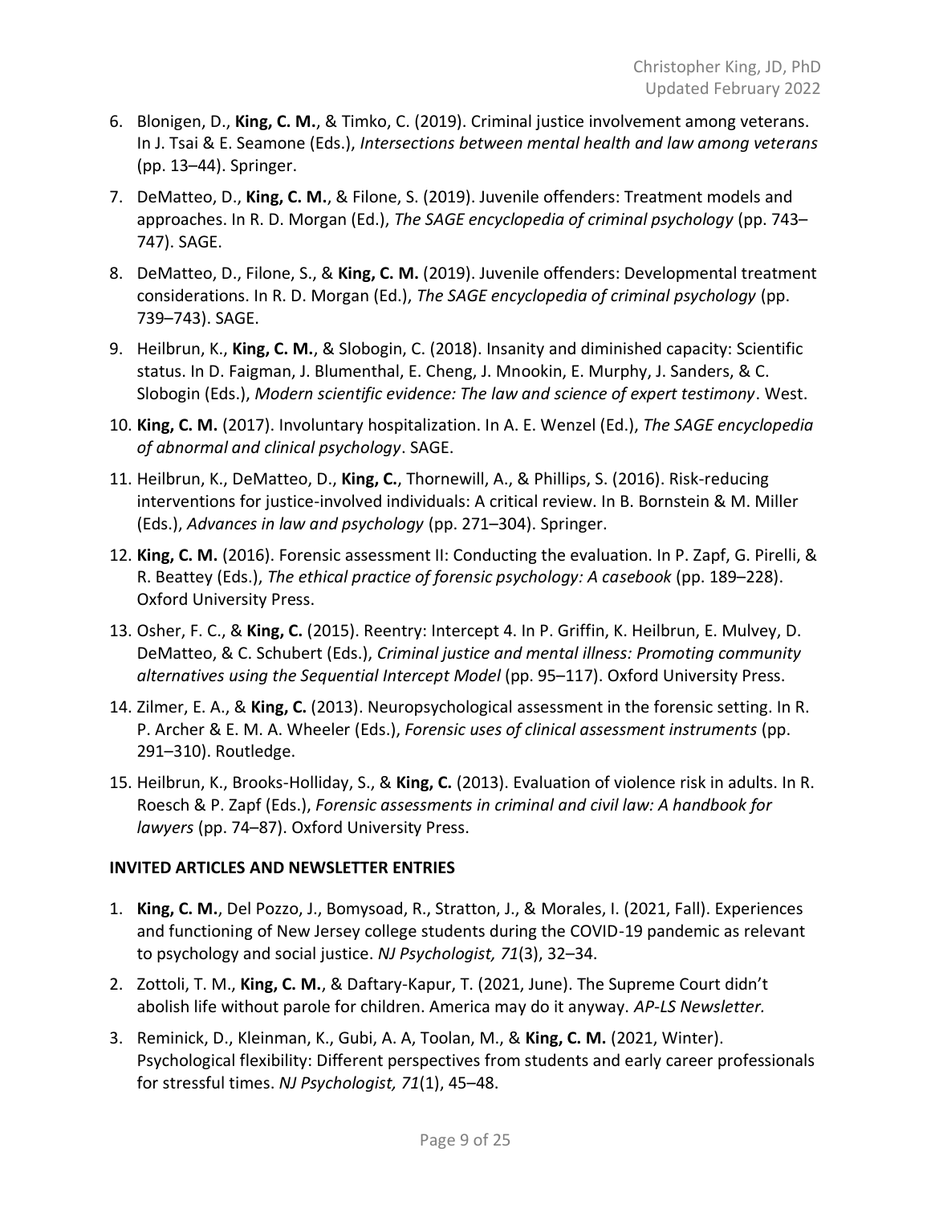6. Blonigen, D., **King, C. M.**, & Timko, C. (2019). Criminal justice involvement among veterans. In J. Tsai & E. Seamone (Eds.), *Intersections between mental health and law among veterans* (pp. 13–44). Springer.

7. DeMatteo, D., **King, C. M.**, & Filone, S. (2019). Juvenile offenders: Treatment models and approaches. In R. D. Morgan (Ed.), *The SAGE encyclopedia of criminal psychology* (pp. 743–747). SAGE.

8. DeMatteo, D., Filone, S., & **King, C. M.** (2019). Juvenile offenders: Developmental treatment considerations. In R. D. Morgan (Ed.), *The SAGE encyclopedia of criminal psychology* (pp. 739–743). SAGE.

9. Heilbrun, K., **King, C. M.**, & Slobogin, C. (2018). Insanity and diminished capacity: Scientific status. In D. Faigman, J. Blumenthal, E. Cheng, J. Mnookin, E. Murphy, J. Sanders, & C. Slobogin (Eds.), *Modern scientific evidence: The law and science of expert testimony*. West.

10. **King, C. M.** (2017). Involuntary hospitalization. In A. E. Wenzel (Ed.), *The SAGE encyclopedia of abnormal and clinical psychology*. SAGE.

11. Heilbrun, K., DeMatteo, D., **King, C.**, Thornewill, A., & Phillips, S. (2016). Risk-reducing interventions for justice-involved individuals: A critical review. In B. Bornstein & M. Miller (Eds.), *Advances in law and psychology* (pp. 271–304). Springer.

12. **King, C. M.** (2016). Forensic assessment II: Conducting the evaluation. In P. Zapf, G. Pirelli, & R. Beattey (Eds.), *The ethical practice of forensic psychology: A casebook* (pp. 189–228). Oxford University Press.

13. Osher, F. C., & **King, C.** (2015). Reentry: Intercept 4. In P. Griffin, K. Heilbrun, E. Mulvey, D. DeMatteo, & C. Schubert (Eds.), *Criminal justice and mental illness: Promoting community alternatives using the Sequential Intercept Model* (pp. 95–117). Oxford University Press.

14. Zilmer, E. A., & **King, C.** (2013). Neuropsychological assessment in the forensic setting. In R. P. Archer & E. M. A. Wheeler (Eds.), *Forensic uses of clinical assessment instruments* (pp. 291–310). Routledge.

15. Heilbrun, K., Brooks-Holliday, S., & **King, C.** (2013). Evaluation of violence risk in adults. In R. Roesch & P. Zapf (Eds.), *Forensic assessments in criminal and civil law: A handbook for lawyers* (pp. 74–87). Oxford University Press.

**INVITED ARTICLES AND NEWSLETTER ENTRIES**

1. **King, C. M.**, Del Pozzo, J., Bomysoad, R., Stratton, J., & Morales, I. (2021, Fall). Experiences and functioning of New Jersey college students during the COVID-19 pandemic as relevant to psychology and social justice. *NJ Psychologist, 71*(3), 32–34.

2. Zottoli, T. M., **King, C. M.**, & Daftary-Kapur, T. (2021, June). The Supreme Court didn't abolish life without parole for children. America may do it anyway. *AP-LS Newsletter.*

3. Reminick, D., Kleinman, K., Gubi, A. A, Toolan, M., & **King, C. M.** (2021, Winter). Psychological flexibility: Different perspectives from students and early career professionals for stressful times. *NJ Psychologist, 71*(1), 45–48.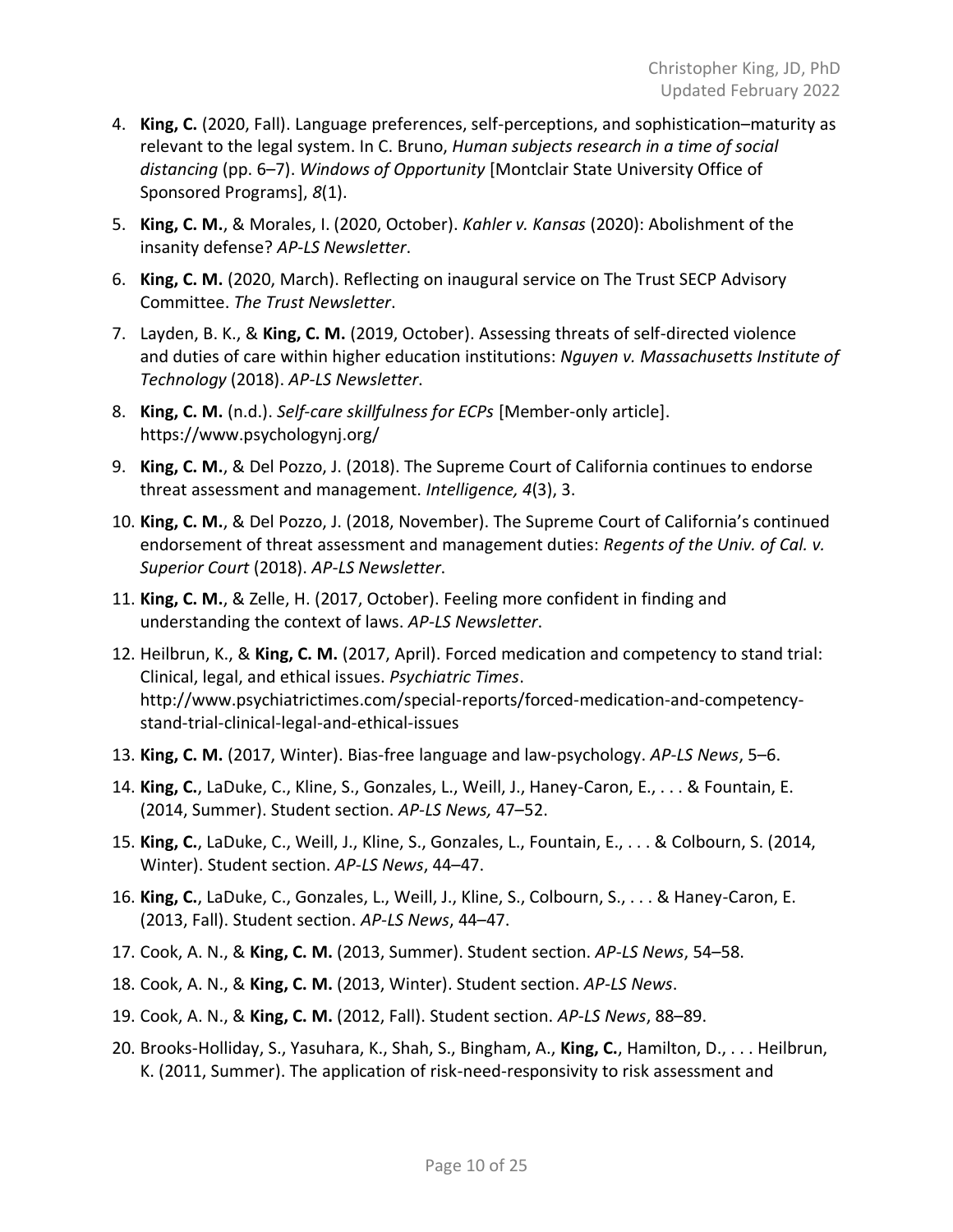4. **King, C.** (2020, Fall). Language preferences, self-perceptions, and sophistication–maturity as relevant to the legal system. In C. Bruno, *Human subjects research in a time of social distancing* (pp. 6–7). *Windows of Opportunity* [Montclair State University Office of Sponsored Programs], *8*(1).
5. **King, C. M.**, & Morales, I. (2020, October). *Kahler v. Kansas* (2020): Abolishment of the insanity defense? *AP-LS Newsletter*.
6. **King, C. M.** (2020, March). Reflecting on inaugural service on The Trust SECP Advisory Committee. *The Trust Newsletter*.
7. Layden, B. K., & **King, C. M.** (2019, October). Assessing threats of self-directed violence and duties of care within higher education institutions: *Nguyen v. Massachusetts Institute of Technology* (2018). *AP-LS Newsletter*.
8. **King, C. M.** (n.d.). *Self-care skillfulness for ECPs* [Member-only article]. https://www.psychologynj.org/
9. **King, C. M.**, & Del Pozzo, J. (2018). The Supreme Court of California continues to endorse threat assessment and management. *Intelligence, 4*(3), 3.
10. **King, C. M.**, & Del Pozzo, J. (2018, November). The Supreme Court of California's continued endorsement of threat assessment and management duties: *Regents of the Univ. of Cal. v. Superior Court* (2018). *AP-LS Newsletter*.
11. **King, C. M.**, & Zelle, H. (2017, October). Feeling more confident in finding and understanding the context of laws. *AP-LS Newsletter*.
12. Heilbrun, K., & **King, C. M.** (2017, April). Forced medication and competency to stand trial: Clinical, legal, and ethical issues. *Psychiatric Times*. http://www.psychiatrictimes.com/special-reports/forced-medication-and-competency-stand-trial-clinical-legal-and-ethical-issues
13. **King, C. M.** (2017, Winter). Bias-free language and law-psychology. *AP-LS News*, 5–6.
14. **King, C.**, LaDuke, C., Kline, S., Gonzales, L., Weill, J., Haney-Caron, E., . . . & Fountain, E. (2014, Summer). Student section. *AP-LS News,* 47–52.
15. **King, C.**, LaDuke, C., Weill, J., Kline, S., Gonzales, L., Fountain, E., . . . & Colbourn, S. (2014, Winter). Student section. *AP-LS News*, 44–47.
16. **King, C.**, LaDuke, C., Gonzales, L., Weill, J., Kline, S., Colbourn, S., . . . & Haney-Caron, E. (2013, Fall). Student section. *AP-LS News*, 44–47.
17. Cook, A. N., & **King, C. M.** (2013, Summer). Student section. *AP-LS News*, 54–58.
18. Cook, A. N., & **King, C. M.** (2013, Winter). Student section. *AP-LS News*.
19. Cook, A. N., & **King, C. M.** (2012, Fall). Student section. *AP-LS News*, 88–89.
20. Brooks-Holliday, S., Yasuhara, K., Shah, S., Bingham, A., **King, C.**, Hamilton, D., . . . Heilbrun, K. (2011, Summer). The application of risk-need-responsivity to risk assessment and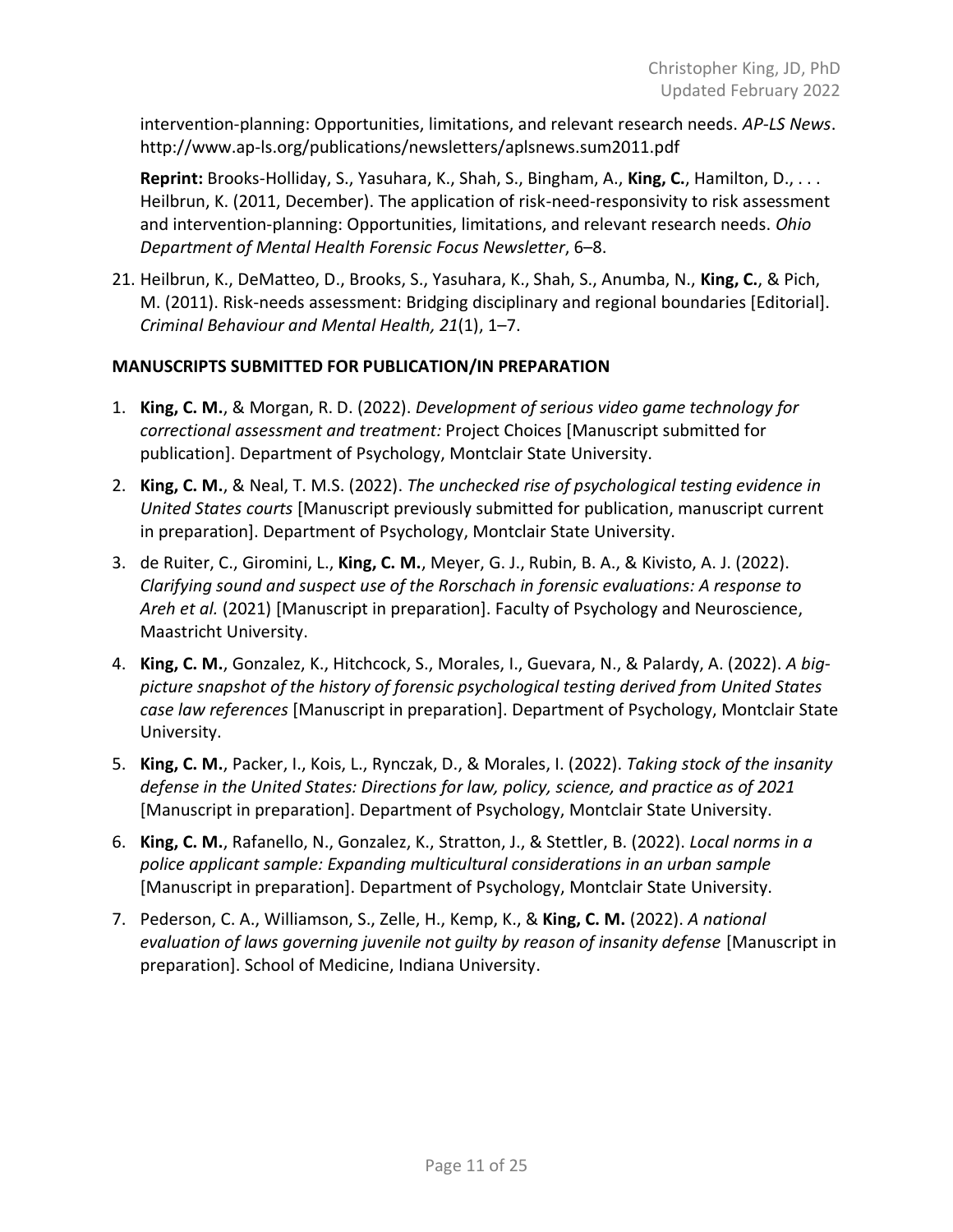intervention-planning: Opportunities, limitations, and relevant research needs. *AP-LS News*. http://www.ap-ls.org/publications/newsletters/aplsnews.sum2011.pdf

**Reprint:** Brooks-Holliday, S., Yasuhara, K., Shah, S., Bingham, A., **King, C.**, Hamilton, D., . . . Heilbrun, K. (2011, December). The application of risk-need-responsivity to risk assessment and intervention-planning: Opportunities, limitations, and relevant research needs. *Ohio Department of Mental Health Forensic Focus Newsletter*, 6–8.

21. Heilbrun, K., DeMatteo, D., Brooks, S., Yasuhara, K., Shah, S., Anumba, N., **King, C.**, & Pich, M. (2011). Risk-needs assessment: Bridging disciplinary and regional boundaries [Editorial]. *Criminal Behaviour and Mental Health, 21*(1), 1–7.

**MANUSCRIPTS SUBMITTED FOR PUBLICATION/IN PREPARATION**

1. **King, C. M.**, & Morgan, R. D. (2022). *Development of serious video game technology for correctional assessment and treatment:* Project Choices [Manuscript submitted for publication]. Department of Psychology, Montclair State University.
2. **King, C. M.**, & Neal, T. M.S. (2022). *The unchecked rise of psychological testing evidence in United States courts* [Manuscript previously submitted for publication, manuscript current in preparation]. Department of Psychology, Montclair State University.
3. de Ruiter, C., Giromini, L., **King, C. M.**, Meyer, G. J., Rubin, B. A., & Kivisto, A. J. (2022). *Clarifying sound and suspect use of the Rorschach in forensic evaluations: A response to Areh et al.* (2021) [Manuscript in preparation]. Faculty of Psychology and Neuroscience, Maastricht University.
4. **King, C. M.**, Gonzalez, K., Hitchcock, S., Morales, I., Guevara, N., & Palardy, A. (2022). *A big-picture snapshot of the history of forensic psychological testing derived from United States case law references* [Manuscript in preparation]. Department of Psychology, Montclair State University.
5. **King, C. M.**, Packer, I., Kois, L., Rynczak, D., & Morales, I. (2022). *Taking stock of the insanity defense in the United States: Directions for law, policy, science, and practice as of 2021* [Manuscript in preparation]. Department of Psychology, Montclair State University.
6. **King, C. M.**, Rafanello, N., Gonzalez, K., Stratton, J., & Stettler, B. (2022). *Local norms in a police applicant sample: Expanding multicultural considerations in an urban sample* [Manuscript in preparation]. Department of Psychology, Montclair State University.
7. Pederson, C. A., Williamson, S., Zelle, H., Kemp, K., & **King, C. M.** (2022). *A national evaluation of laws governing juvenile not guilty by reason of insanity defense* [Manuscript in preparation]. School of Medicine, Indiana University.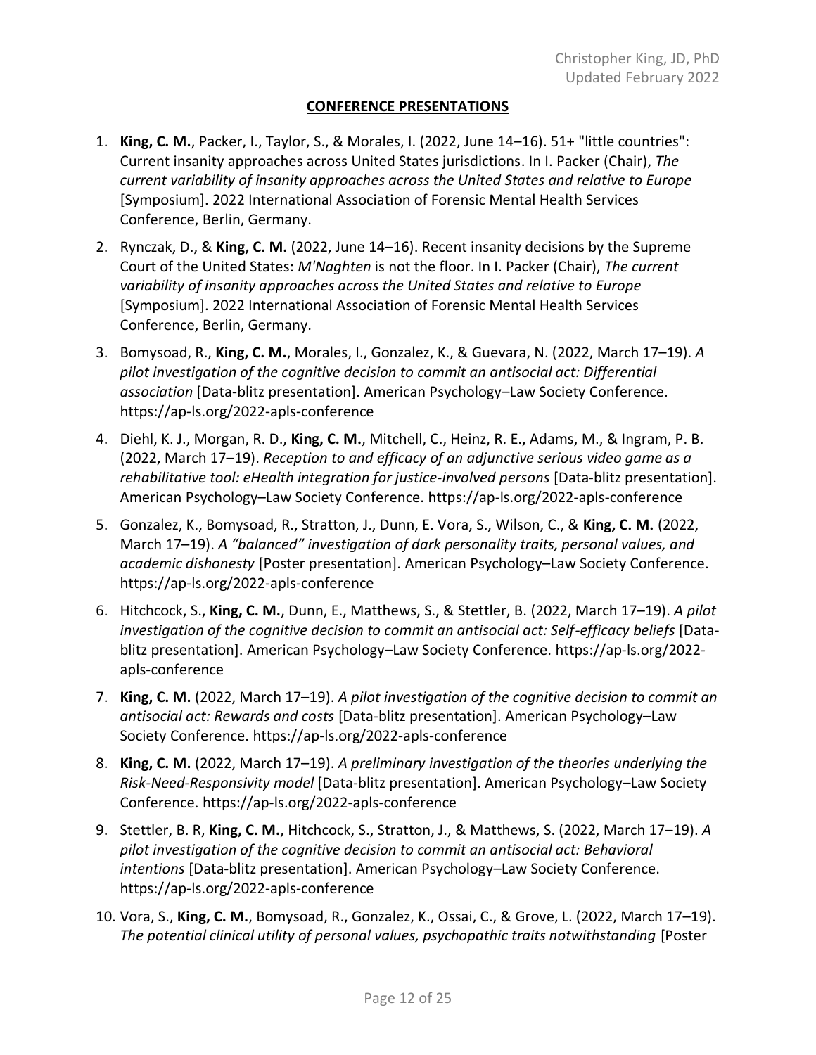## CONFERENCE PRESENTATIONS

1. **King, C. M.**, Packer, I., Taylor, S., & Morales, I. (2022, June 14–16). 51+ "little countries": Current insanity approaches across United States jurisdictions. In I. Packer (Chair), *The current variability of insanity approaches across the United States and relative to Europe* [Symposium]. 2022 International Association of Forensic Mental Health Services Conference, Berlin, Germany.
2. Rynczak, D., & **King, C. M.** (2022, June 14–16). Recent insanity decisions by the Supreme Court of the United States: *M'Naghten* is not the floor. In I. Packer (Chair), *The current variability of insanity approaches across the United States and relative to Europe* [Symposium]. 2022 International Association of Forensic Mental Health Services Conference, Berlin, Germany.
3. Bomysoad, R., **King, C. M.**, Morales, I., Gonzalez, K., & Guevara, N. (2022, March 17–19). *A pilot investigation of the cognitive decision to commit an antisocial act: Differential association* [Data-blitz presentation]. American Psychology–Law Society Conference. https://ap-ls.org/2022-apls-conference
4. Diehl, K. J., Morgan, R. D., **King, C. M.**, Mitchell, C., Heinz, R. E., Adams, M., & Ingram, P. B. (2022, March 17–19). *Reception to and efficacy of an adjunctive serious video game as a rehabilitative tool: eHealth integration for justice-involved persons* [Data-blitz presentation]. American Psychology–Law Society Conference. https://ap-ls.org/2022-apls-conference
5. Gonzalez, K., Bomysoad, R., Stratton, J., Dunn, E. Vora, S., Wilson, C., & **King, C. M.** (2022, March 17–19). *A "balanced" investigation of dark personality traits, personal values, and academic dishonesty* [Poster presentation]. American Psychology–Law Society Conference. https://ap-ls.org/2022-apls-conference
6. Hitchcock, S., **King, C. M.**, Dunn, E., Matthews, S., & Stettler, B. (2022, March 17–19). *A pilot investigation of the cognitive decision to commit an antisocial act: Self-efficacy beliefs* [Data-blitz presentation]. American Psychology–Law Society Conference. https://ap-ls.org/2022-apls-conference
7. **King, C. M.** (2022, March 17–19). *A pilot investigation of the cognitive decision to commit an antisocial act: Rewards and costs* [Data-blitz presentation]. American Psychology–Law Society Conference. https://ap-ls.org/2022-apls-conference
8. **King, C. M.** (2022, March 17–19). *A preliminary investigation of the theories underlying the Risk-Need-Responsivity model* [Data-blitz presentation]. American Psychology–Law Society Conference. https://ap-ls.org/2022-apls-conference
9. Stettler, B. R, **King, C. M.**, Hitchcock, S., Stratton, J., & Matthews, S. (2022, March 17–19). *A pilot investigation of the cognitive decision to commit an antisocial act: Behavioral intentions* [Data-blitz presentation]. American Psychology–Law Society Conference. https://ap-ls.org/2022-apls-conference
10. Vora, S., **King, C. M.**, Bomysoad, R., Gonzalez, K., Ossai, C., & Grove, L. (2022, March 17–19). *The potential clinical utility of personal values, psychopathic traits notwithstanding* [Poster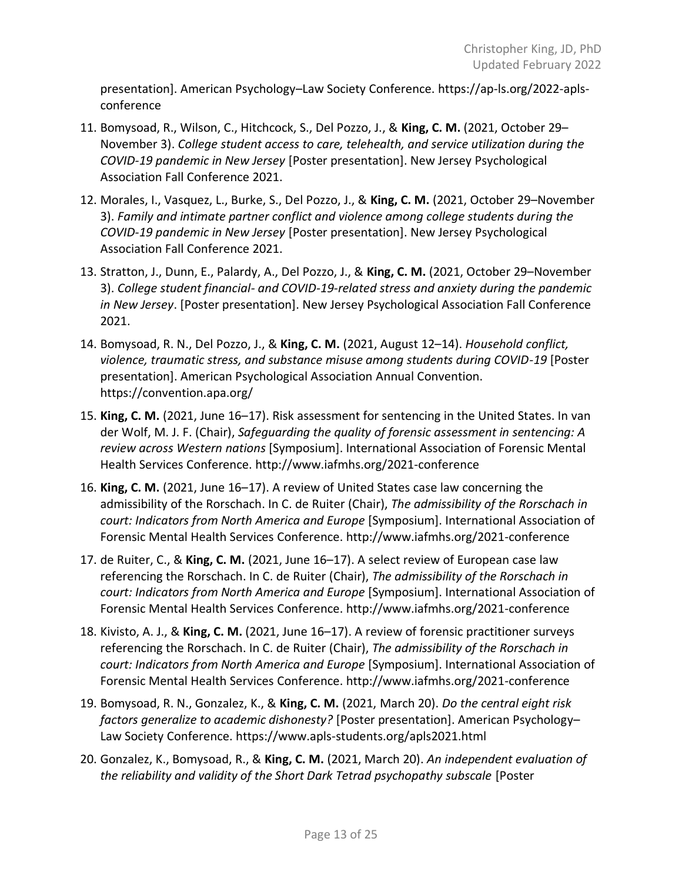presentation]. American Psychology–Law Society Conference. https://ap-ls.org/2022-apls-conference

11. Bomysoad, R., Wilson, C., Hitchcock, S., Del Pozzo, J., & **King, C. M.** (2021, October 29–November 3). *College student access to care, telehealth, and service utilization during the COVID-19 pandemic in New Jersey* [Poster presentation]. New Jersey Psychological Association Fall Conference 2021.

12. Morales, I., Vasquez, L., Burke, S., Del Pozzo, J., & **King, C. M.** (2021, October 29–November 3). *Family and intimate partner conflict and violence among college students during the COVID-19 pandemic in New Jersey* [Poster presentation]. New Jersey Psychological Association Fall Conference 2021.

13. Stratton, J., Dunn, E., Palardy, A., Del Pozzo, J., & **King, C. M.** (2021, October 29–November 3). *College student financial- and COVID-19-related stress and anxiety during the pandemic in New Jersey*. [Poster presentation]. New Jersey Psychological Association Fall Conference 2021.

14. Bomysoad, R. N., Del Pozzo, J., & **King, C. M.** (2021, August 12–14). *Household conflict, violence, traumatic stress, and substance misuse among students during COVID-19* [Poster presentation]. American Psychological Association Annual Convention. https://convention.apa.org/

15. **King, C. M.** (2021, June 16–17). Risk assessment for sentencing in the United States. In van der Wolf, M. J. F. (Chair), *Safeguarding the quality of forensic assessment in sentencing: A review across Western nations* [Symposium]. International Association of Forensic Mental Health Services Conference. http://www.iafmhs.org/2021-conference

16. **King, C. M.** (2021, June 16–17). A review of United States case law concerning the admissibility of the Rorschach. In C. de Ruiter (Chair), *The admissibility of the Rorschach in court: Indicators from North America and Europe* [Symposium]. International Association of Forensic Mental Health Services Conference. http://www.iafmhs.org/2021-conference

17. de Ruiter, C., & **King, C. M.** (2021, June 16–17). A select review of European case law referencing the Rorschach. In C. de Ruiter (Chair), *The admissibility of the Rorschach in court: Indicators from North America and Europe* [Symposium]. International Association of Forensic Mental Health Services Conference. http://www.iafmhs.org/2021-conference

18. Kivisto, A. J., & **King, C. M.** (2021, June 16–17). A review of forensic practitioner surveys referencing the Rorschach. In C. de Ruiter (Chair), *The admissibility of the Rorschach in court: Indicators from North America and Europe* [Symposium]. International Association of Forensic Mental Health Services Conference. http://www.iafmhs.org/2021-conference

19. Bomysoad, R. N., Gonzalez, K., & **King, C. M.** (2021, March 20). *Do the central eight risk factors generalize to academic dishonesty?* [Poster presentation]. American Psychology–Law Society Conference. https://www.apls-students.org/apls2021.html

20. Gonzalez, K., Bomysoad, R., & **King, C. M.** (2021, March 20). *An independent evaluation of the reliability and validity of the Short Dark Tetrad psychopathy subscale* [Poster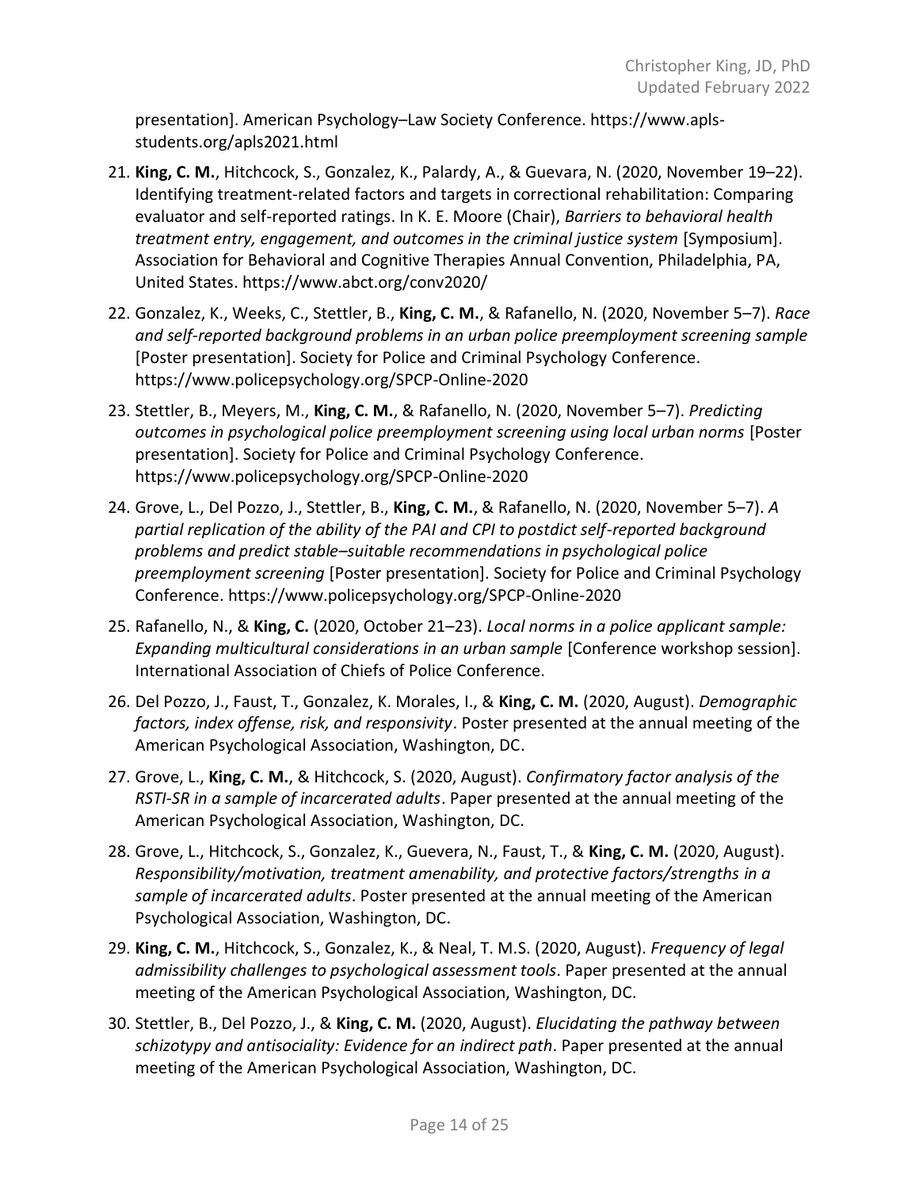presentation]. American Psychology–Law Society Conference. https://www.apls-students.org/apls2021.html

21. **King, C. M.**, Hitchcock, S., Gonzalez, K., Palardy, A., & Guevara, N. (2020, November 19–22). Identifying treatment-related factors and targets in correctional rehabilitation: Comparing evaluator and self-reported ratings. In K. E. Moore (Chair), *Barriers to behavioral health treatment entry, engagement, and outcomes in the criminal justice system* [Symposium]. Association for Behavioral and Cognitive Therapies Annual Convention, Philadelphia, PA, United States. https://www.abct.org/conv2020/
22. Gonzalez, K., Weeks, C., Stettler, B., **King, C. M.**, & Rafanello, N. (2020, November 5–7). *Race and self-reported background problems in an urban police preemployment screening sample* [Poster presentation]. Society for Police and Criminal Psychology Conference. https://www.policepsychology.org/SPCP-Online-2020
23. Stettler, B., Meyers, M., **King, C. M.**, & Rafanello, N. (2020, November 5–7). *Predicting outcomes in psychological police preemployment screening using local urban norms* [Poster presentation]. Society for Police and Criminal Psychology Conference. https://www.policepsychology.org/SPCP-Online-2020
24. Grove, L., Del Pozzo, J., Stettler, B., **King, C. M.**, & Rafanello, N. (2020, November 5–7). *A partial replication of the ability of the PAI and CPI to postdict self-reported background problems and predict stable–suitable recommendations in psychological police preemployment screening* [Poster presentation]. Society for Police and Criminal Psychology Conference. https://www.policepsychology.org/SPCP-Online-2020
25. Rafanello, N., & **King, C.** (2020, October 21–23). *Local norms in a police applicant sample: Expanding multicultural considerations in an urban sample* [Conference workshop session]. International Association of Chiefs of Police Conference.
26. Del Pozzo, J., Faust, T., Gonzalez, K. Morales, I., & **King, C. M.** (2020, August). *Demographic factors, index offense, risk, and responsivity*. Poster presented at the annual meeting of the American Psychological Association, Washington, DC.
27. Grove, L., **King, C. M.**, & Hitchcock, S. (2020, August). *Confirmatory factor analysis of the RSTI-SR in a sample of incarcerated adults*. Paper presented at the annual meeting of the American Psychological Association, Washington, DC.
28. Grove, L., Hitchcock, S., Gonzalez, K., Guevera, N., Faust, T., & **King, C. M.** (2020, August). *Responsibility/motivation, treatment amenability, and protective factors/strengths in a sample of incarcerated adults*. Poster presented at the annual meeting of the American Psychological Association, Washington, DC.
29. **King, C. M.**, Hitchcock, S., Gonzalez, K., & Neal, T. M.S. (2020, August). *Frequency of legal admissibility challenges to psychological assessment tools*. Paper presented at the annual meeting of the American Psychological Association, Washington, DC.
30. Stettler, B., Del Pozzo, J., & **King, C. M.** (2020, August). *Elucidating the pathway between schizotypy and antisociality: Evidence for an indirect path*. Paper presented at the annual meeting of the American Psychological Association, Washington, DC.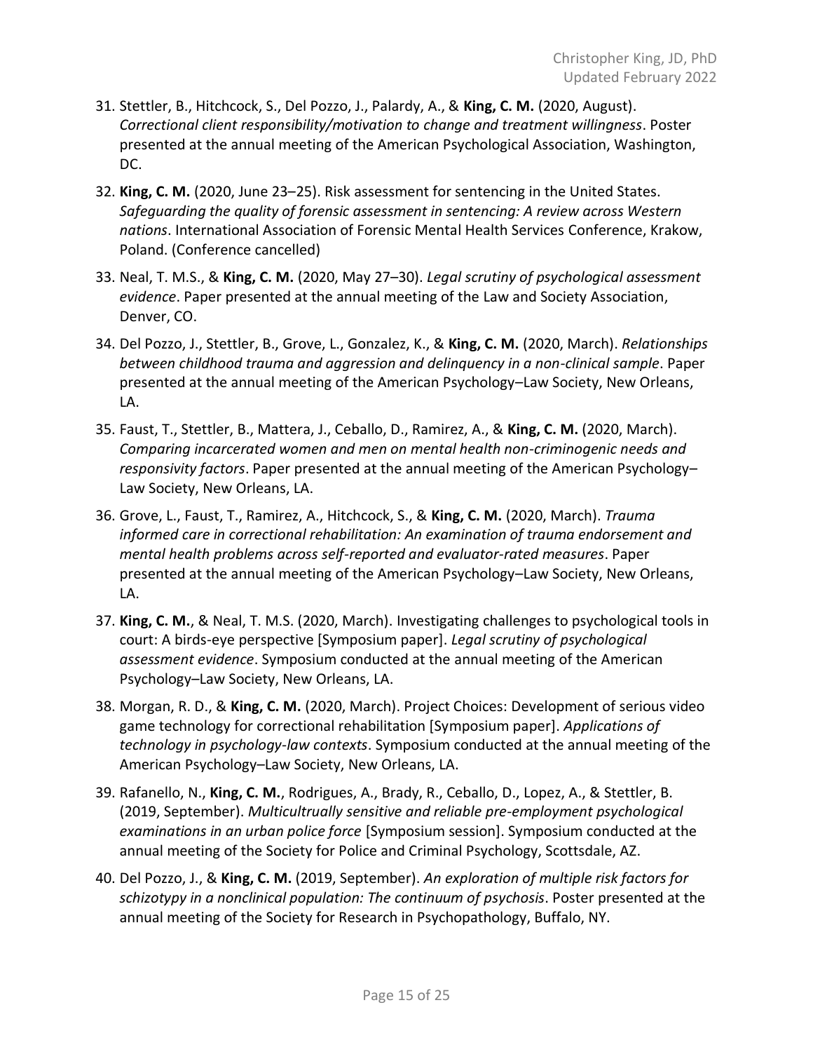31. Stettler, B., Hitchcock, S., Del Pozzo, J., Palardy, A., & **King, C. M.** (2020, August). *Correctional client responsibility/motivation to change and treatment willingness*. Poster presented at the annual meeting of the American Psychological Association, Washington, DC.

32. **King, C. M.** (2020, June 23–25). Risk assessment for sentencing in the United States. *Safeguarding the quality of forensic assessment in sentencing: A review across Western nations*. International Association of Forensic Mental Health Services Conference, Krakow, Poland. (Conference cancelled)

33. Neal, T. M.S., & **King, C. M.** (2020, May 27–30). *Legal scrutiny of psychological assessment evidence*. Paper presented at the annual meeting of the Law and Society Association, Denver, CO.

34. Del Pozzo, J., Stettler, B., Grove, L., Gonzalez, K., & **King, C. M.** (2020, March). *Relationships between childhood trauma and aggression and delinquency in a non-clinical sample*. Paper presented at the annual meeting of the American Psychology–Law Society, New Orleans, LA.

35. Faust, T., Stettler, B., Mattera, J., Ceballo, D., Ramirez, A., & **King, C. M.** (2020, March). *Comparing incarcerated women and men on mental health non-criminogenic needs and responsivity factors*. Paper presented at the annual meeting of the American Psychology–Law Society, New Orleans, LA.

36. Grove, L., Faust, T., Ramirez, A., Hitchcock, S., & **King, C. M.** (2020, March). *Trauma informed care in correctional rehabilitation: An examination of trauma endorsement and mental health problems across self-reported and evaluator-rated measures*. Paper presented at the annual meeting of the American Psychology–Law Society, New Orleans, LA.

37. **King, C. M.**, & Neal, T. M.S. (2020, March). Investigating challenges to psychological tools in court: A birds-eye perspective [Symposium paper]. *Legal scrutiny of psychological assessment evidence*. Symposium conducted at the annual meeting of the American Psychology–Law Society, New Orleans, LA.

38. Morgan, R. D., & **King, C. M.** (2020, March). Project Choices: Development of serious video game technology for correctional rehabilitation [Symposium paper]. *Applications of technology in psychology-law contexts*. Symposium conducted at the annual meeting of the American Psychology–Law Society, New Orleans, LA.

39. Rafanello, N., **King, C. M.**, Rodrigues, A., Brady, R., Ceballo, D., Lopez, A., & Stettler, B. (2019, September). *Multicultrually sensitive and reliable pre-employment psychological examinations in an urban police force* [Symposium session]. Symposium conducted at the annual meeting of the Society for Police and Criminal Psychology, Scottsdale, AZ.

40. Del Pozzo, J., & **King, C. M.** (2019, September). *An exploration of multiple risk factors for schizotypy in a nonclinical population: The continuum of psychosis*. Poster presented at the annual meeting of the Society for Research in Psychopathology, Buffalo, NY.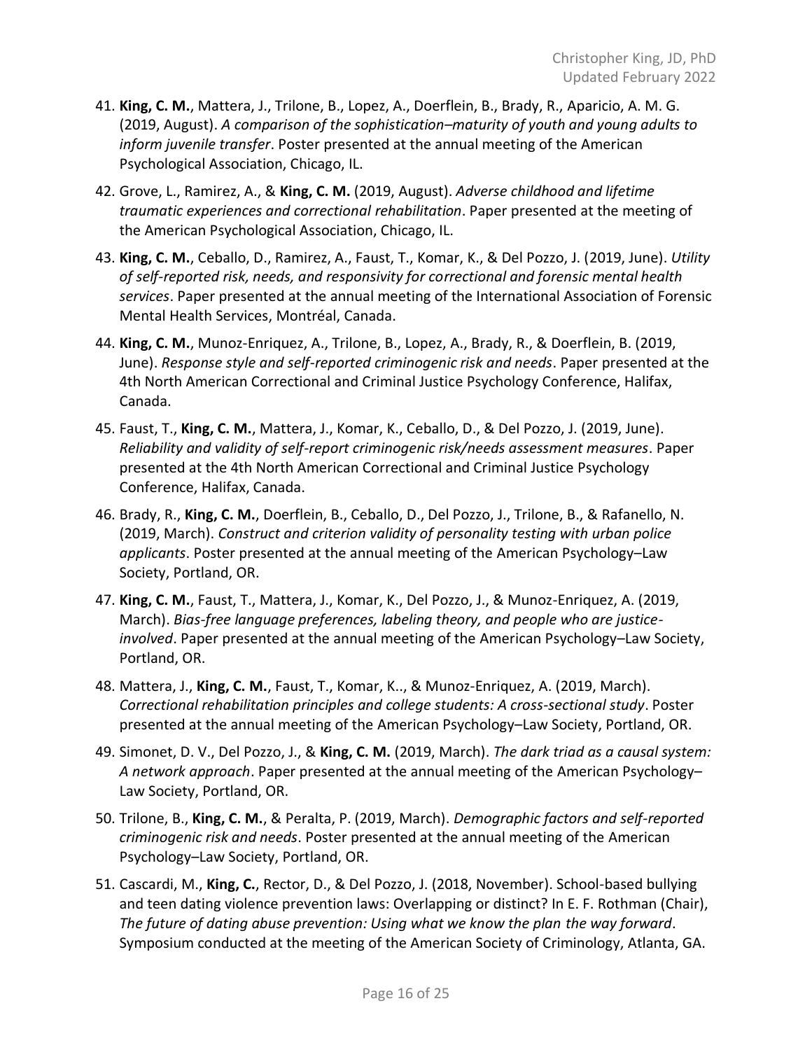41. **King, C. M.**, Mattera, J., Trilone, B., Lopez, A., Doerflein, B., Brady, R., Aparicio, A. M. G. (2019, August). *A comparison of the sophistication–maturity of youth and young adults to inform juvenile transfer*. Poster presented at the annual meeting of the American Psychological Association, Chicago, IL.

42. Grove, L., Ramirez, A., & **King, C. M.** (2019, August). *Adverse childhood and lifetime traumatic experiences and correctional rehabilitation*. Paper presented at the meeting of the American Psychological Association, Chicago, IL.

43. **King, C. M.**, Ceballo, D., Ramirez, A., Faust, T., Komar, K., & Del Pozzo, J. (2019, June). *Utility of self-reported risk, needs, and responsivity for correctional and forensic mental health services*. Paper presented at the annual meeting of the International Association of Forensic Mental Health Services, Montréal, Canada.

44. **King, C. M.**, Munoz-Enriquez, A., Trilone, B., Lopez, A., Brady, R., & Doerflein, B. (2019, June). *Response style and self-reported criminogenic risk and needs*. Paper presented at the 4th North American Correctional and Criminal Justice Psychology Conference, Halifax, Canada.

45. Faust, T., **King, C. M.**, Mattera, J., Komar, K., Ceballo, D., & Del Pozzo, J. (2019, June). *Reliability and validity of self-report criminogenic risk/needs assessment measures*. Paper presented at the 4th North American Correctional and Criminal Justice Psychology Conference, Halifax, Canada.

46. Brady, R., **King, C. M.**, Doerflein, B., Ceballo, D., Del Pozzo, J., Trilone, B., & Rafanello, N. (2019, March). *Construct and criterion validity of personality testing with urban police applicants*. Poster presented at the annual meeting of the American Psychology–Law Society, Portland, OR.

47. **King, C. M.**, Faust, T., Mattera, J., Komar, K., Del Pozzo, J., & Munoz-Enriquez, A. (2019, March). *Bias-free language preferences, labeling theory, and people who are justice-involved*. Paper presented at the annual meeting of the American Psychology–Law Society, Portland, OR.

48. Mattera, J., **King, C. M.**, Faust, T., Komar, K.., & Munoz-Enriquez, A. (2019, March). *Correctional rehabilitation principles and college students: A cross-sectional study*. Poster presented at the annual meeting of the American Psychology–Law Society, Portland, OR.

49. Simonet, D. V., Del Pozzo, J., & **King, C. M.** (2019, March). *The dark triad as a causal system: A network approach*. Paper presented at the annual meeting of the American Psychology–Law Society, Portland, OR.

50. Trilone, B., **King, C. M.**, & Peralta, P. (2019, March). *Demographic factors and self-reported criminogenic risk and needs*. Poster presented at the annual meeting of the American Psychology–Law Society, Portland, OR.

51. Cascardi, M., **King, C.**, Rector, D., & Del Pozzo, J. (2018, November). School-based bullying and teen dating violence prevention laws: Overlapping or distinct? In E. F. Rothman (Chair), *The future of dating abuse prevention: Using what we know the plan the way forward*. Symposium conducted at the meeting of the American Society of Criminology, Atlanta, GA.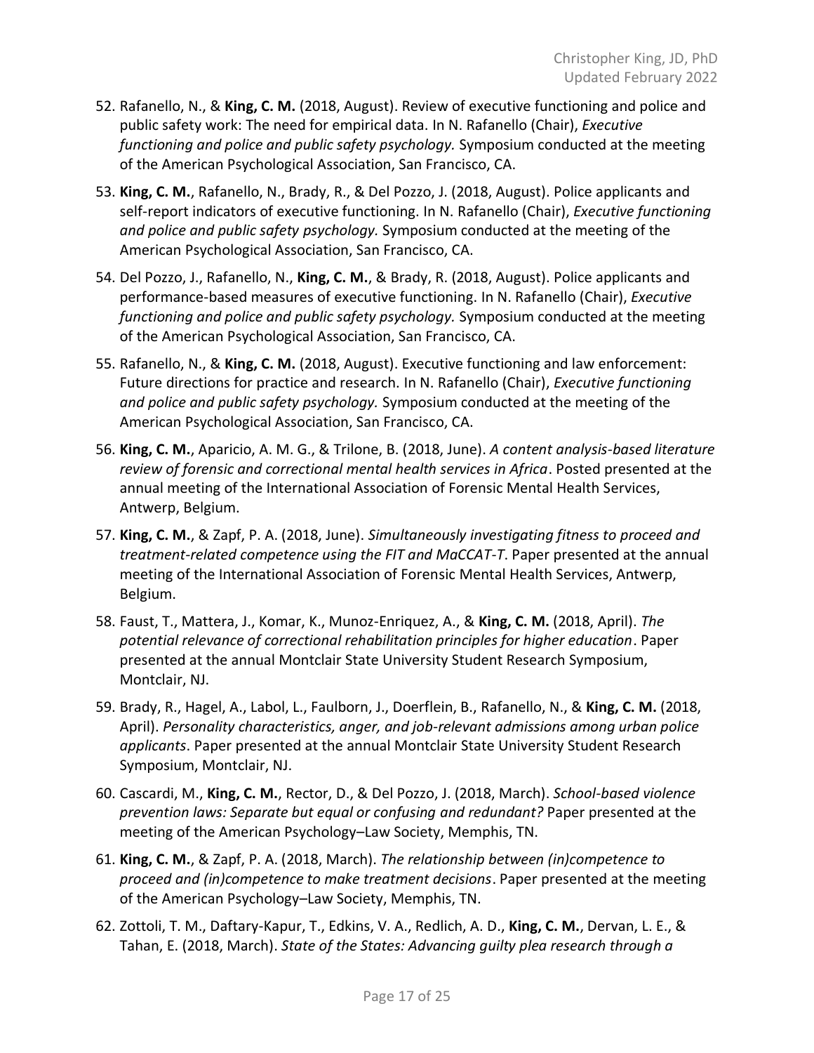52. Rafanello, N., & **King, C. M.** (2018, August). Review of executive functioning and police and public safety work: The need for empirical data. In N. Rafanello (Chair), *Executive functioning and police and public safety psychology.* Symposium conducted at the meeting of the American Psychological Association, San Francisco, CA.

53. **King, C. M.**, Rafanello, N., Brady, R., & Del Pozzo, J. (2018, August). Police applicants and self-report indicators of executive functioning. In N. Rafanello (Chair), *Executive functioning and police and public safety psychology.* Symposium conducted at the meeting of the American Psychological Association, San Francisco, CA.

54. Del Pozzo, J., Rafanello, N., **King, C. M.**, & Brady, R. (2018, August). Police applicants and performance-based measures of executive functioning. In N. Rafanello (Chair), *Executive functioning and police and public safety psychology.* Symposium conducted at the meeting of the American Psychological Association, San Francisco, CA.

55. Rafanello, N., & **King, C. M.** (2018, August). Executive functioning and law enforcement: Future directions for practice and research. In N. Rafanello (Chair), *Executive functioning and police and public safety psychology.* Symposium conducted at the meeting of the American Psychological Association, San Francisco, CA.

56. **King, C. M.**, Aparicio, A. M. G., & Trilone, B. (2018, June). *A content analysis-based literature review of forensic and correctional mental health services in Africa*. Posted presented at the annual meeting of the International Association of Forensic Mental Health Services, Antwerp, Belgium.

57. **King, C. M.**, & Zapf, P. A. (2018, June). *Simultaneously investigating fitness to proceed and treatment-related competence using the FIT and MaCCAT-T*. Paper presented at the annual meeting of the International Association of Forensic Mental Health Services, Antwerp, Belgium.

58. Faust, T., Mattera, J., Komar, K., Munoz-Enriquez, A., & **King, C. M.** (2018, April). *The potential relevance of correctional rehabilitation principles for higher education*. Paper presented at the annual Montclair State University Student Research Symposium, Montclair, NJ.

59. Brady, R., Hagel, A., Labol, L., Faulborn, J., Doerflein, B., Rafanello, N., & **King, C. M.** (2018, April). *Personality characteristics, anger, and job-relevant admissions among urban police applicants*. Paper presented at the annual Montclair State University Student Research Symposium, Montclair, NJ.

60. Cascardi, M., **King, C. M.**, Rector, D., & Del Pozzo, J. (2018, March). *School-based violence prevention laws: Separate but equal or confusing and redundant?* Paper presented at the meeting of the American Psychology–Law Society, Memphis, TN.

61. **King, C. M.**, & Zapf, P. A. (2018, March). *The relationship between (in)competence to proceed and (in)competence to make treatment decisions*. Paper presented at the meeting of the American Psychology–Law Society, Memphis, TN.

62. Zottoli, T. M., Daftary-Kapur, T., Edkins, V. A., Redlich, A. D., **King, C. M.**, Dervan, L. E., & Tahan, E. (2018, March). *State of the States: Advancing guilty plea research through a*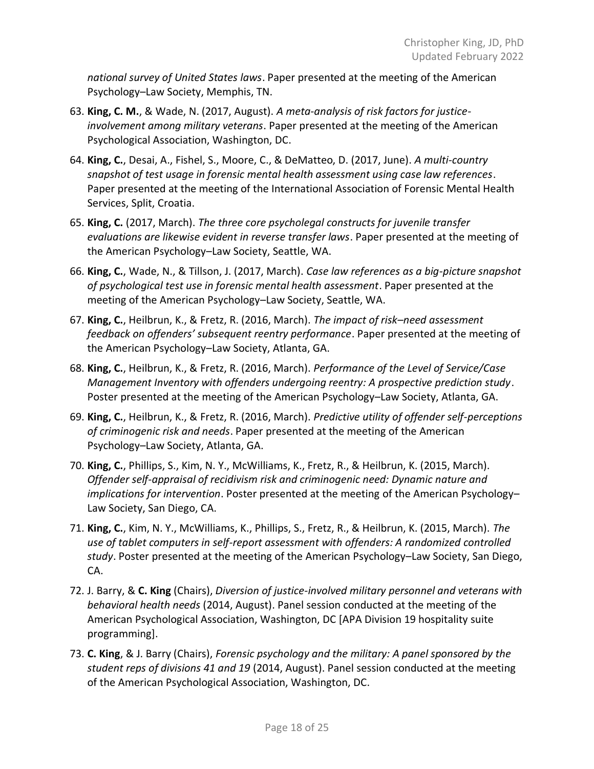*national survey of United States laws*. Paper presented at the meeting of the American Psychology–Law Society, Memphis, TN.

63. **King, C. M.**, & Wade, N. (2017, August). *A meta-analysis of risk factors for justice-involvement among military veterans*. Paper presented at the meeting of the American Psychological Association, Washington, DC.
64. **King, C.**, Desai, A., Fishel, S., Moore, C., & DeMatteo, D. (2017, June). *A multi-country snapshot of test usage in forensic mental health assessment using case law references*. Paper presented at the meeting of the International Association of Forensic Mental Health Services, Split, Croatia.
65. **King, C.** (2017, March). *The three core psycholegal constructs for juvenile transfer evaluations are likewise evident in reverse transfer laws*. Paper presented at the meeting of the American Psychology–Law Society, Seattle, WA.
66. **King, C.**, Wade, N., & Tillson, J. (2017, March). *Case law references as a big-picture snapshot of psychological test use in forensic mental health assessment*. Paper presented at the meeting of the American Psychology–Law Society, Seattle, WA.
67. **King, C.**, Heilbrun, K., & Fretz, R. (2016, March). *The impact of risk–need assessment feedback on offenders' subsequent reentry performance*. Paper presented at the meeting of the American Psychology–Law Society, Atlanta, GA.
68. **King, C.**, Heilbrun, K., & Fretz, R. (2016, March). *Performance of the Level of Service/Case Management Inventory with offenders undergoing reentry: A prospective prediction study*. Poster presented at the meeting of the American Psychology–Law Society, Atlanta, GA.
69. **King, C.**, Heilbrun, K., & Fretz, R. (2016, March). *Predictive utility of offender self-perceptions of criminogenic risk and needs*. Paper presented at the meeting of the American Psychology–Law Society, Atlanta, GA.
70. **King, C.**, Phillips, S., Kim, N. Y., McWilliams, K., Fretz, R., & Heilbrun, K. (2015, March). *Offender self-appraisal of recidivism risk and criminogenic need: Dynamic nature and implications for intervention*. Poster presented at the meeting of the American Psychology–Law Society, San Diego, CA.
71. **King, C.**, Kim, N. Y., McWilliams, K., Phillips, S., Fretz, R., & Heilbrun, K. (2015, March). *The use of tablet computers in self-report assessment with offenders: A randomized controlled study*. Poster presented at the meeting of the American Psychology–Law Society, San Diego, CA.
72. J. Barry, & **C. King** (Chairs), *Diversion of justice-involved military personnel and veterans with behavioral health needs* (2014, August). Panel session conducted at the meeting of the American Psychological Association, Washington, DC [APA Division 19 hospitality suite programming].
73. **C. King**, & J. Barry (Chairs), *Forensic psychology and the military: A panel sponsored by the student reps of divisions 41 and 19* (2014, August). Panel session conducted at the meeting of the American Psychological Association, Washington, DC.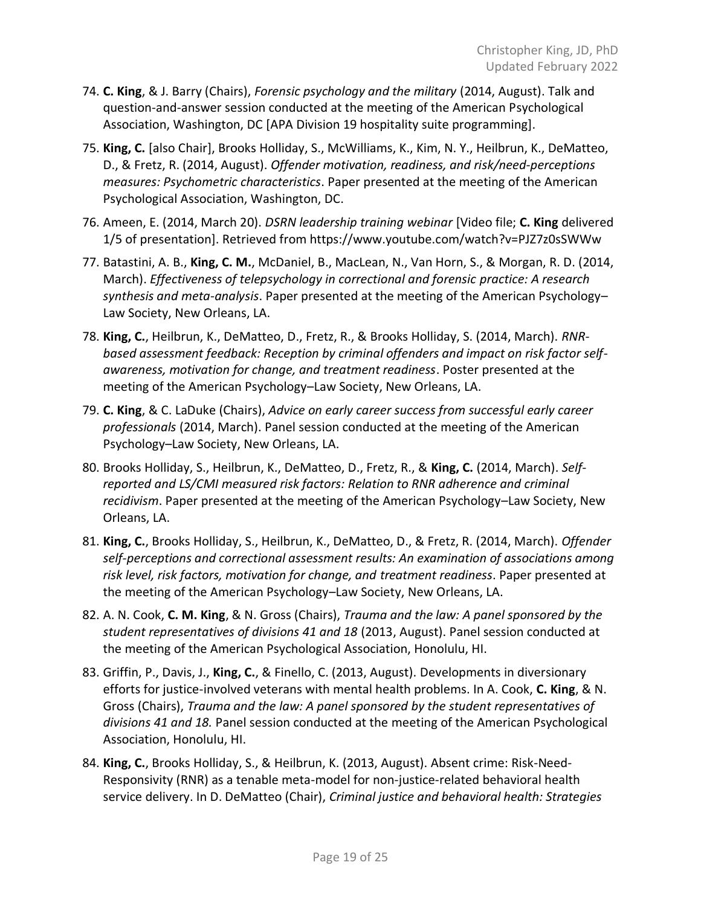74. **C. King**, & J. Barry (Chairs), *Forensic psychology and the military* (2014, August). Talk and question-and-answer session conducted at the meeting of the American Psychological Association, Washington, DC [APA Division 19 hospitality suite programming].

75. **King, C.** [also Chair], Brooks Holliday, S., McWilliams, K., Kim, N. Y., Heilbrun, K., DeMatteo, D., & Fretz, R. (2014, August). *Offender motivation, readiness, and risk/need-perceptions measures: Psychometric characteristics*. Paper presented at the meeting of the American Psychological Association, Washington, DC.

76. Ameen, E. (2014, March 20). *DSRN leadership training webinar* [Video file; **C. King** delivered 1/5 of presentation]. Retrieved from https://www.youtube.com/watch?v=PJZ7z0sSWWw

77. Batastini, A. B., **King, C. M.**, McDaniel, B., MacLean, N., Van Horn, S., & Morgan, R. D. (2014, March). *Effectiveness of telepsychology in correctional and forensic practice: A research synthesis and meta-analysis*. Paper presented at the meeting of the American Psychology–Law Society, New Orleans, LA.

78. **King, C.**, Heilbrun, K., DeMatteo, D., Fretz, R., & Brooks Holliday, S. (2014, March). *RNR-based assessment feedback: Reception by criminal offenders and impact on risk factor self-awareness, motivation for change, and treatment readiness*. Poster presented at the meeting of the American Psychology–Law Society, New Orleans, LA.

79. **C. King**, & C. LaDuke (Chairs), *Advice on early career success from successful early career professionals* (2014, March). Panel session conducted at the meeting of the American Psychology–Law Society, New Orleans, LA.

80. Brooks Holliday, S., Heilbrun, K., DeMatteo, D., Fretz, R., & **King, C.** (2014, March). *Self-reported and LS/CMI measured risk factors: Relation to RNR adherence and criminal recidivism*. Paper presented at the meeting of the American Psychology–Law Society, New Orleans, LA.

81. **King, C.**, Brooks Holliday, S., Heilbrun, K., DeMatteo, D., & Fretz, R. (2014, March). *Offender self-perceptions and correctional assessment results: An examination of associations among risk level, risk factors, motivation for change, and treatment readiness*. Paper presented at the meeting of the American Psychology–Law Society, New Orleans, LA.

82. A. N. Cook, **C. M. King**, & N. Gross (Chairs), *Trauma and the law: A panel sponsored by the student representatives of divisions 41 and 18* (2013, August). Panel session conducted at the meeting of the American Psychological Association, Honolulu, HI.

83. Griffin, P., Davis, J., **King, C.**, & Finello, C. (2013, August). Developments in diversionary efforts for justice-involved veterans with mental health problems. In A. Cook, **C. King**, & N. Gross (Chairs), *Trauma and the law: A panel sponsored by the student representatives of divisions 41 and 18.* Panel session conducted at the meeting of the American Psychological Association, Honolulu, HI.

84. **King, C.**, Brooks Holliday, S., & Heilbrun, K. (2013, August). Absent crime: Risk-Need-Responsivity (RNR) as a tenable meta-model for non-justice-related behavioral health service delivery. In D. DeMatteo (Chair), *Criminal justice and behavioral health: Strategies*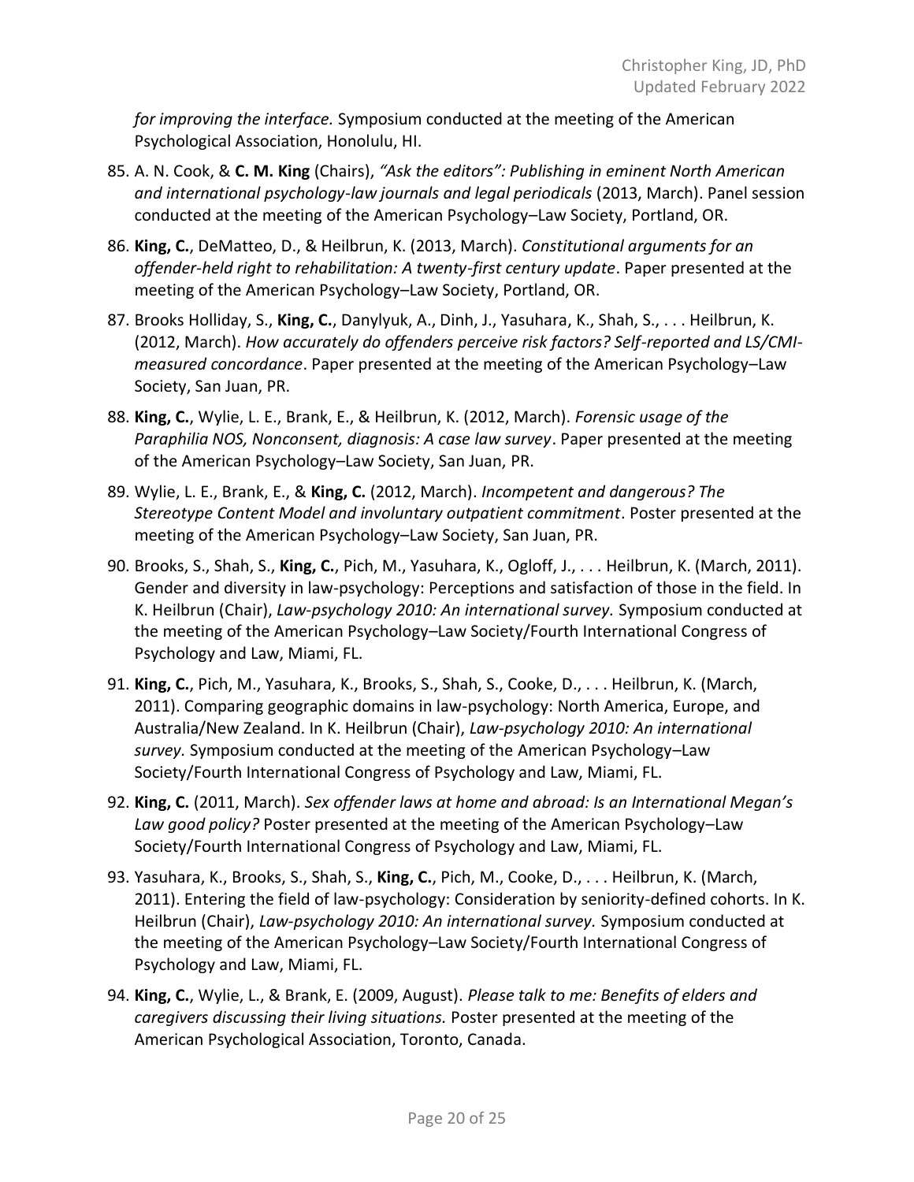*for improving the interface.* Symposium conducted at the meeting of the American Psychological Association, Honolulu, HI.

85. A. N. Cook, & **C. M. King** (Chairs), *"Ask the editors": Publishing in eminent North American and international psychology-law journals and legal periodicals* (2013, March). Panel session conducted at the meeting of the American Psychology–Law Society, Portland, OR.
86. **King, C.**, DeMatteo, D., & Heilbrun, K. (2013, March). *Constitutional arguments for an offender-held right to rehabilitation: A twenty-first century update*. Paper presented at the meeting of the American Psychology–Law Society, Portland, OR.
87. Brooks Holliday, S., **King, C.**, Danylyuk, A., Dinh, J., Yasuhara, K., Shah, S., . . . Heilbrun, K. (2012, March). *How accurately do offenders perceive risk factors? Self-reported and LS/CMI-measured concordance*. Paper presented at the meeting of the American Psychology–Law Society, San Juan, PR.
88. **King, C.**, Wylie, L. E., Brank, E., & Heilbrun, K. (2012, March). *Forensic usage of the Paraphilia NOS, Nonconsent, diagnosis: A case law survey*. Paper presented at the meeting of the American Psychology–Law Society, San Juan, PR.
89. Wylie, L. E., Brank, E., & **King, C.** (2012, March). *Incompetent and dangerous? The Stereotype Content Model and involuntary outpatient commitment*. Poster presented at the meeting of the American Psychology–Law Society, San Juan, PR.
90. Brooks, S., Shah, S., **King, C.**, Pich, M., Yasuhara, K., Ogloff, J., . . . Heilbrun, K. (March, 2011). Gender and diversity in law-psychology: Perceptions and satisfaction of those in the field. In K. Heilbrun (Chair), *Law-psychology 2010: An international survey.* Symposium conducted at the meeting of the American Psychology–Law Society/Fourth International Congress of Psychology and Law, Miami, FL.
91. **King, C.**, Pich, M., Yasuhara, K., Brooks, S., Shah, S., Cooke, D., . . . Heilbrun, K. (March, 2011). Comparing geographic domains in law-psychology: North America, Europe, and Australia/New Zealand. In K. Heilbrun (Chair), *Law-psychology 2010: An international survey.* Symposium conducted at the meeting of the American Psychology–Law Society/Fourth International Congress of Psychology and Law, Miami, FL.
92. **King, C.** (2011, March). *Sex offender laws at home and abroad: Is an International Megan's Law good policy?* Poster presented at the meeting of the American Psychology–Law Society/Fourth International Congress of Psychology and Law, Miami, FL.
93. Yasuhara, K., Brooks, S., Shah, S., **King, C.**, Pich, M., Cooke, D., . . . Heilbrun, K. (March, 2011). Entering the field of law-psychology: Consideration by seniority-defined cohorts. In K. Heilbrun (Chair), *Law-psychology 2010: An international survey.* Symposium conducted at the meeting of the American Psychology–Law Society/Fourth International Congress of Psychology and Law, Miami, FL.
94. **King, C.**, Wylie, L., & Brank, E. (2009, August). *Please talk to me: Benefits of elders and caregivers discussing their living situations.* Poster presented at the meeting of the American Psychological Association, Toronto, Canada.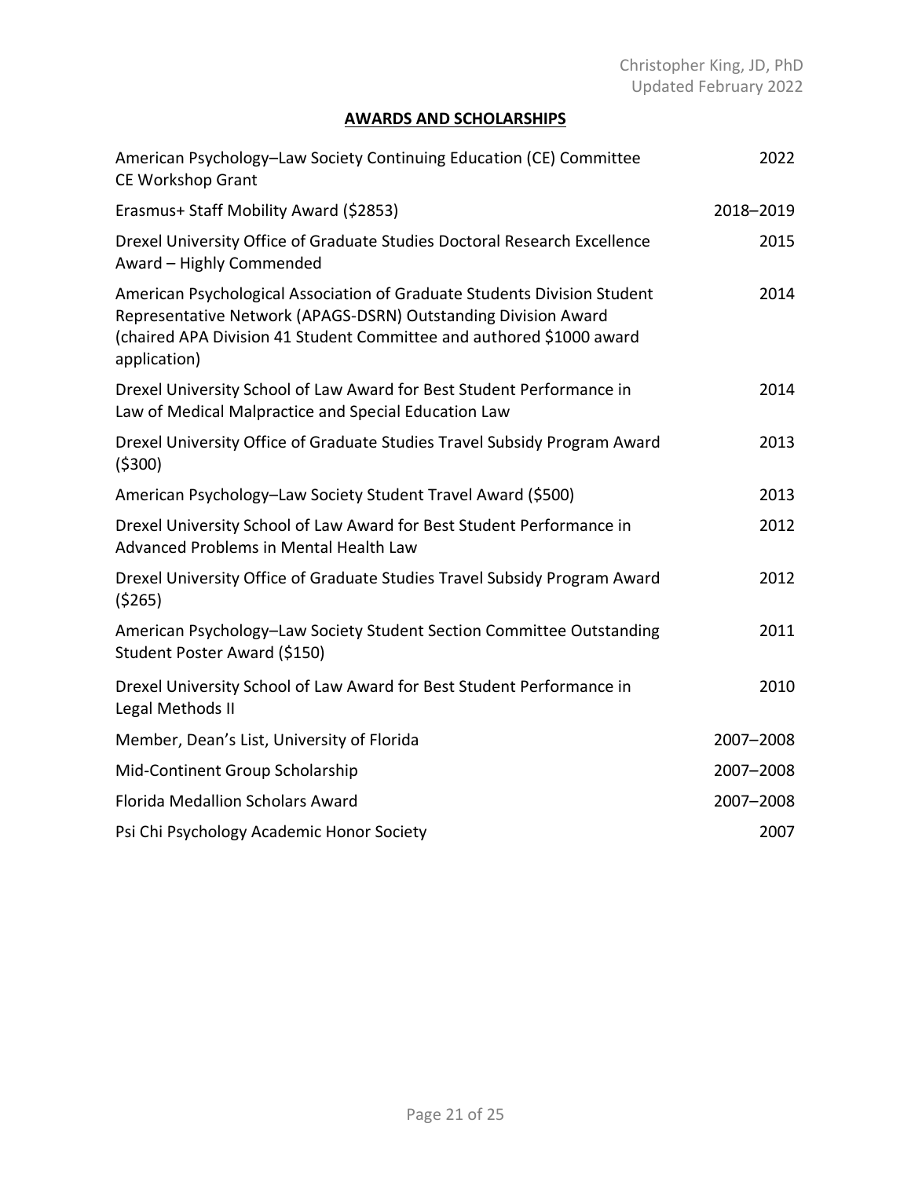## AWARDS AND SCHOLARSHIPS

| | |
|---|---|
| American Psychology–Law Society Continuing Education (CE) Committee CE Workshop Grant | 2022 |
| Erasmus+ Staff Mobility Award ($2853) | 2018–2019 |
| Drexel University Office of Graduate Studies Doctoral Research Excellence Award – Highly Commended | 2015 |
| American Psychological Association of Graduate Students Division Student Representative Network (APAGS-DSRN) Outstanding Division Award (chaired APA Division 41 Student Committee and authored $1000 award application) | 2014 |
| Drexel University School of Law Award for Best Student Performance in Law of Medical Malpractice and Special Education Law | 2014 |
| Drexel University Office of Graduate Studies Travel Subsidy Program Award ($300) | 2013 |
| American Psychology–Law Society Student Travel Award ($500) | 2013 |
| Drexel University School of Law Award for Best Student Performance in Advanced Problems in Mental Health Law | 2012 |
| Drexel University Office of Graduate Studies Travel Subsidy Program Award ($265) | 2012 |
| American Psychology–Law Society Student Section Committee Outstanding Student Poster Award ($150) | 2011 |
| Drexel University School of Law Award for Best Student Performance in Legal Methods II | 2010 |
| Member, Dean's List, University of Florida | 2007–2008 |
| Mid-Continent Group Scholarship | 2007–2008 |
| Florida Medallion Scholars Award | 2007–2008 |
| Psi Chi Psychology Academic Honor Society | 2007 |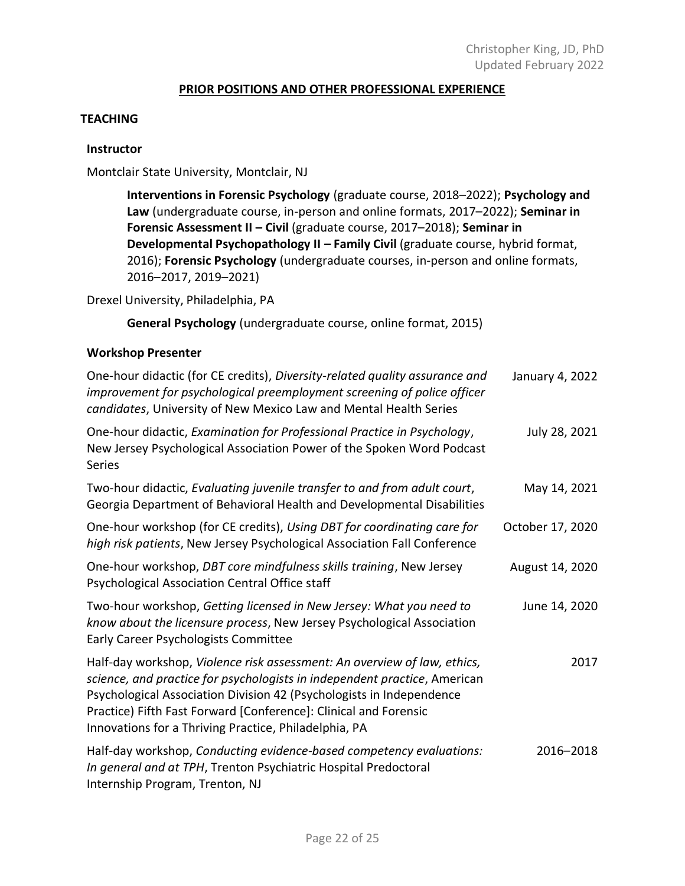## PRIOR POSITIONS AND OTHER PROFESSIONAL EXPERIENCE

### TEACHING

#### Instructor

Montclair State University, Montclair, NJ

> **Interventions in Forensic Psychology** (graduate course, 2018–2022); **Psychology and Law** (undergraduate course, in-person and online formats, 2017–2022); **Seminar in Forensic Assessment II – Civil** (graduate course, 2017–2018); **Seminar in Developmental Psychopathology II – Family Civil** (graduate course, hybrid format, 2016); **Forensic Psychology** (undergraduate courses, in-person and online formats, 2016–2017, 2019–2021)

Drexel University, Philadelphia, PA

> **General Psychology** (undergraduate course, online format, 2015)

#### Workshop Presenter

| | |
|---|---|
| One-hour didactic (for CE credits), *Diversity-related quality assurance and improvement for psychological preemployment screening of police officer candidates*, University of New Mexico Law and Mental Health Series | January 4, 2022 |
| One-hour didactic, *Examination for Professional Practice in Psychology*, New Jersey Psychological Association Power of the Spoken Word Podcast Series | July 28, 2021 |
| Two-hour didactic, *Evaluating juvenile transfer to and from adult court*, Georgia Department of Behavioral Health and Developmental Disabilities | May 14, 2021 |
| One-hour workshop (for CE credits), *Using DBT for coordinating care for high risk patients*, New Jersey Psychological Association Fall Conference | October 17, 2020 |
| One-hour workshop, *DBT core mindfulness skills training*, New Jersey Psychological Association Central Office staff | August 14, 2020 |
| Two-hour workshop, *Getting licensed in New Jersey: What you need to know about the licensure process*, New Jersey Psychological Association Early Career Psychologists Committee | June 14, 2020 |
| Half-day workshop, *Violence risk assessment: An overview of law, ethics, science, and practice for psychologists in independent practice*, American Psychological Association Division 42 (Psychologists in Independence Practice) Fifth Fast Forward [Conference]: Clinical and Forensic Innovations for a Thriving Practice, Philadelphia, PA | 2017 |
| Half-day workshop, *Conducting evidence-based competency evaluations: In general and at TPH*, Trenton Psychiatric Hospital Predoctoral Internship Program, Trenton, NJ | 2016–2018 |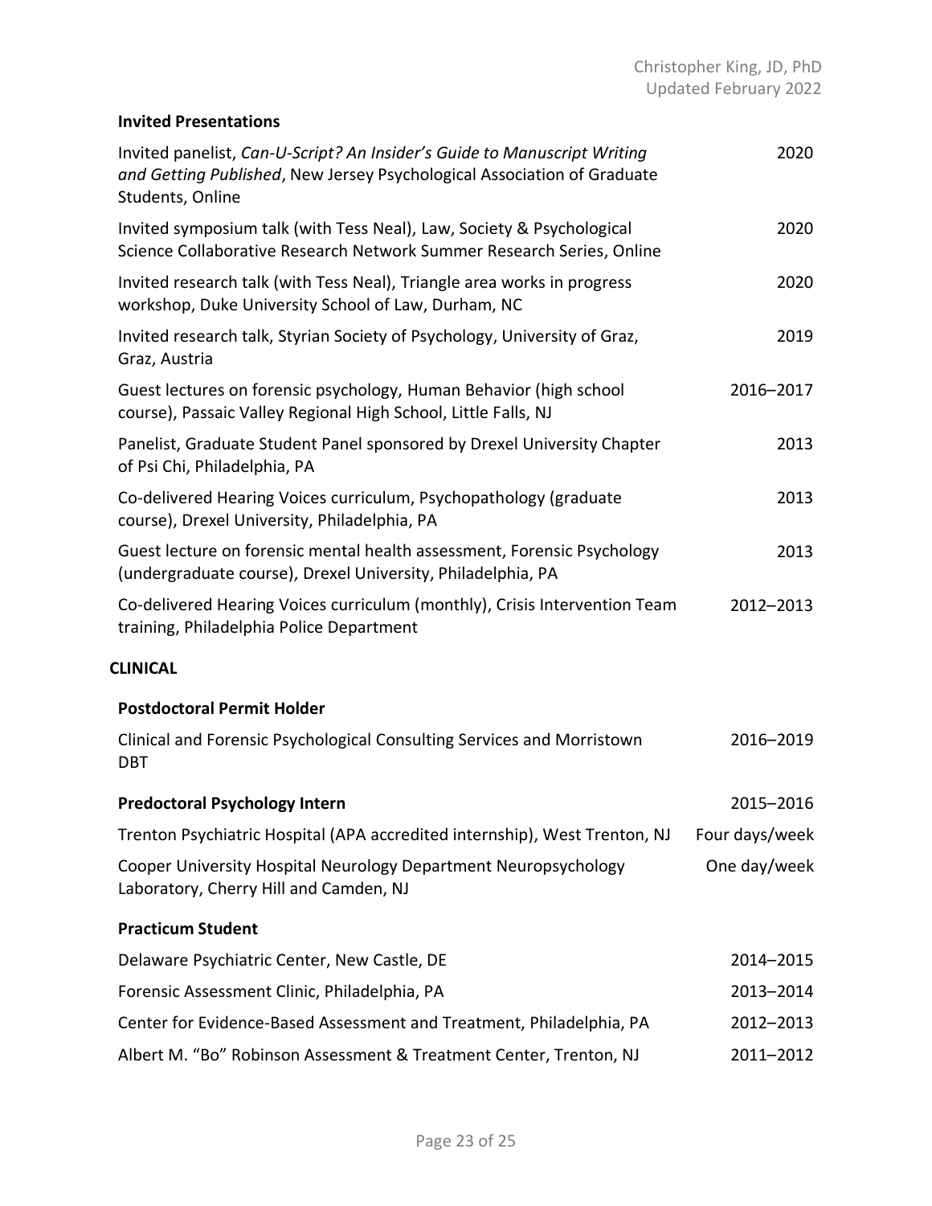### Invited Presentations

Invited panelist, *Can-U-Script? An Insider's Guide to Manuscript Writing and Getting Published*, New Jersey Psychological Association of Graduate Students, Online — 2020

Invited symposium talk (with Tess Neal), Law, Society & Psychological Science Collaborative Research Network Summer Research Series, Online — 2020

Invited research talk (with Tess Neal), Triangle area works in progress workshop, Duke University School of Law, Durham, NC — 2020

Invited research talk, Styrian Society of Psychology, University of Graz, Graz, Austria — 2019

Guest lectures on forensic psychology, Human Behavior (high school course), Passaic Valley Regional High School, Little Falls, NJ — 2016–2017

Panelist, Graduate Student Panel sponsored by Drexel University Chapter of Psi Chi, Philadelphia, PA — 2013

Co-delivered Hearing Voices curriculum, Psychopathology (graduate course), Drexel University, Philadelphia, PA — 2013

Guest lecture on forensic mental health assessment, Forensic Psychology (undergraduate course), Drexel University, Philadelphia, PA — 2013

Co-delivered Hearing Voices curriculum (monthly), Crisis Intervention Team training, Philadelphia Police Department — 2012–2013

## CLINICAL

### Postdoctoral Permit Holder

Clinical and Forensic Psychological Consulting Services and Morristown DBT — 2016–2019

### Predoctoral Psychology Intern — 2015–2016

Trenton Psychiatric Hospital (APA accredited internship), West Trenton, NJ — Four days/week

Cooper University Hospital Neurology Department Neuropsychology Laboratory, Cherry Hill and Camden, NJ — One day/week

### Practicum Student

Delaware Psychiatric Center, New Castle, DE — 2014–2015

Forensic Assessment Clinic, Philadelphia, PA — 2013–2014

Center for Evidence-Based Assessment and Treatment, Philadelphia, PA — 2012–2013

Albert M. "Bo" Robinson Assessment & Treatment Center, Trenton, NJ — 2011–2012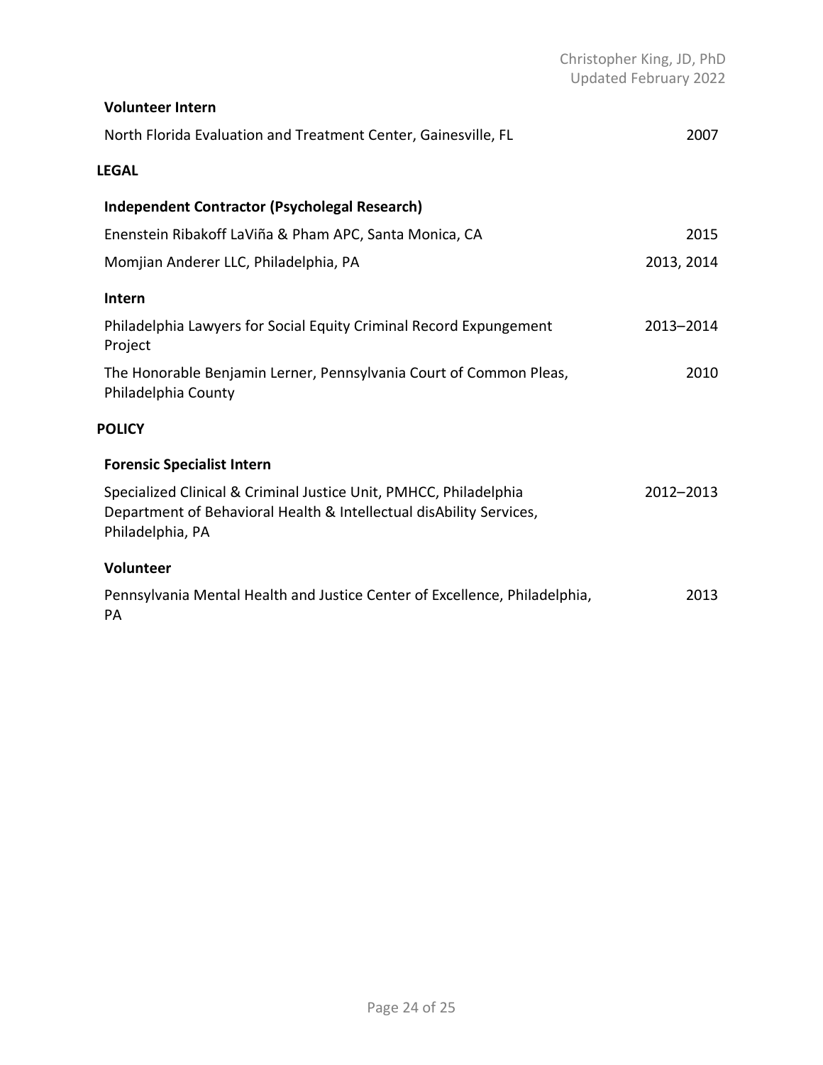**Volunteer Intern**

North Florida Evaluation and Treatment Center, Gainesville, FL 2007

## LEGAL

**Independent Contractor (Psycholegal Research)**

Enenstein Ribakoff LaViña & Pham APC, Santa Monica, CA 2015

Momjian Anderer LLC, Philadelphia, PA 2013, 2014

**Intern**

Philadelphia Lawyers for Social Equity Criminal Record Expungement Project 2013–2014

The Honorable Benjamin Lerner, Pennsylvania Court of Common Pleas, Philadelphia County 2010

## POLICY

**Forensic Specialist Intern**

Specialized Clinical & Criminal Justice Unit, PMHCC, Philadelphia Department of Behavioral Health & Intellectual disAbility Services, Philadelphia, PA 2012–2013

**Volunteer**

Pennsylvania Mental Health and Justice Center of Excellence, Philadelphia, PA 2013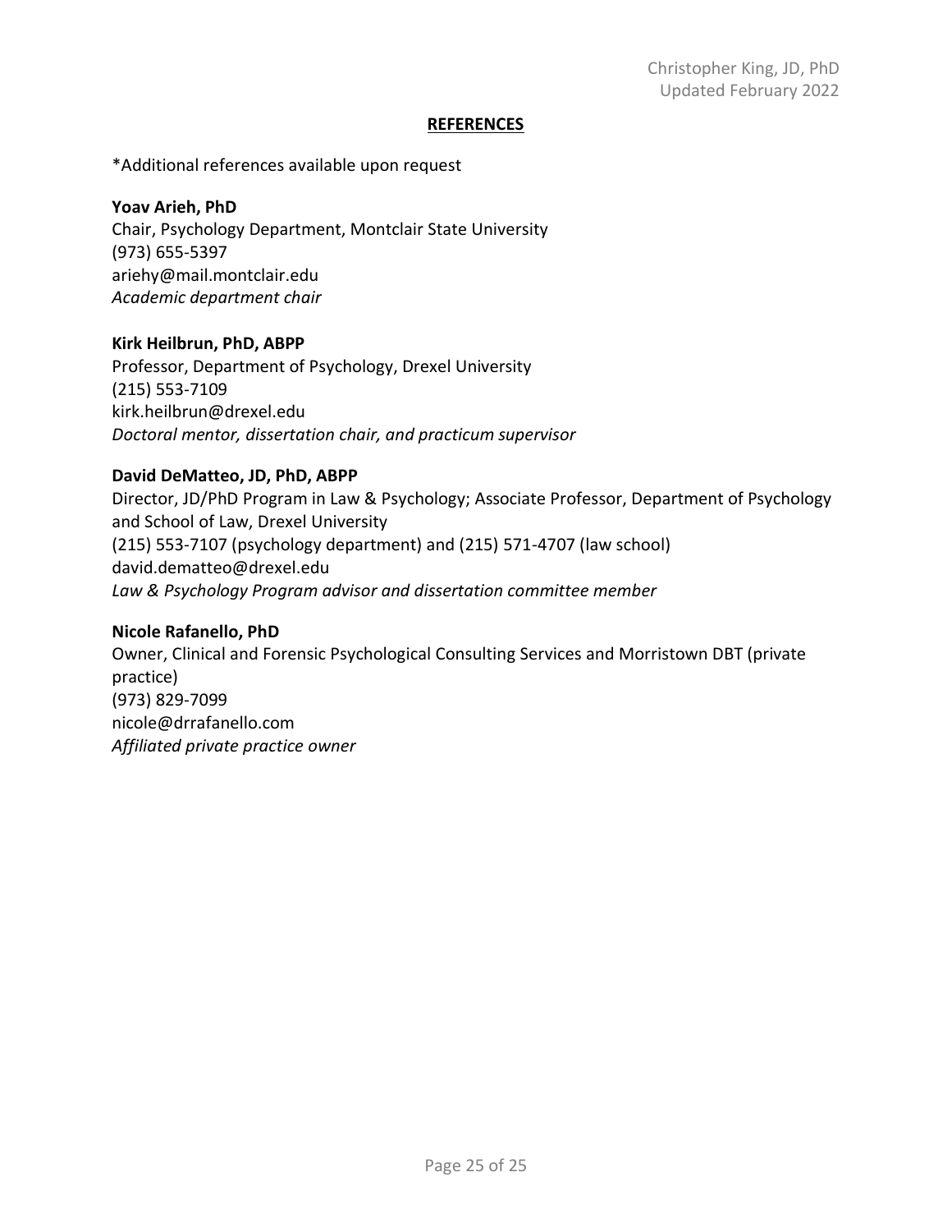## REFERENCES

*Additional references available upon request

**Yoav Arieh, PhD**
Chair, Psychology Department, Montclair State University
(973) 655-5397
ariehy@mail.montclair.edu
*Academic department chair*

**Kirk Heilbrun, PhD, ABPP**
Professor, Department of Psychology, Drexel University
(215) 553-7109
kirk.heilbrun@drexel.edu
*Doctoral mentor, dissertation chair, and practicum supervisor*

**David DeMatteo, JD, PhD, ABPP**
Director, JD/PhD Program in Law & Psychology; Associate Professor, Department of Psychology and School of Law, Drexel University
(215) 553-7107 (psychology department) and (215) 571-4707 (law school)
david.dematteo@drexel.edu
*Law & Psychology Program advisor and dissertation committee member*

**Nicole Rafanello, PhD**
Owner, Clinical and Forensic Psychological Consulting Services and Morristown DBT (private practice)
(973) 829-7099
nicole@drrafanello.com
*Affiliated private practice owner*